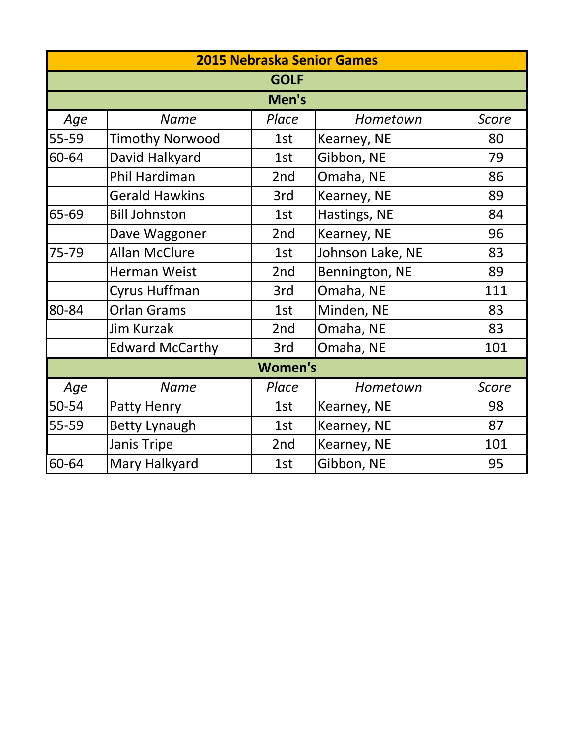## 2015 Nebraska Senior Games

### GOLF

#### Men's

| *Age* | *Name* | *Place* | *Hometown* | *Score* |
|---|---|---|---|---|
| 55-59 | Timothy Norwood | 1st | Kearney, NE | 80 |
| 60-64 | David Halkyard | 1st | Gibbon, NE | 79 |
| | Phil Hardiman | 2nd | Omaha, NE | 86 |
| | Gerald Hawkins | 3rd | Kearney, NE | 89 |
| 65-69 | Bill Johnston | 1st | Hastings, NE | 84 |
| | Dave Waggoner | 2nd | Kearney, NE | 96 |
| 75-79 | Allan McClure | 1st | Johnson Lake, NE | 83 |
| | Herman Weist | 2nd | Bennington, NE | 89 |
| | Cyrus Huffman | 3rd | Omaha, NE | 111 |
| 80-84 | Orlan Grams | 1st | Minden, NE | 83 |
| | Jim Kurzak | 2nd | Omaha, NE | 83 |
| | Edward McCarthy | 3rd | Omaha, NE | 101 |

#### Women's

| *Age* | *Name* | *Place* | *Hometown* | *Score* |
|---|---|---|---|---|
| 50-54 | Patty Henry | 1st | Kearney, NE | 98 |
| 55-59 | Betty Lynaugh | 1st | Kearney, NE | 87 |
| | Janis Tripe | 2nd | Kearney, NE | 101 |
| 60-64 | Mary Halkyard | 1st | Gibbon, NE | 95 |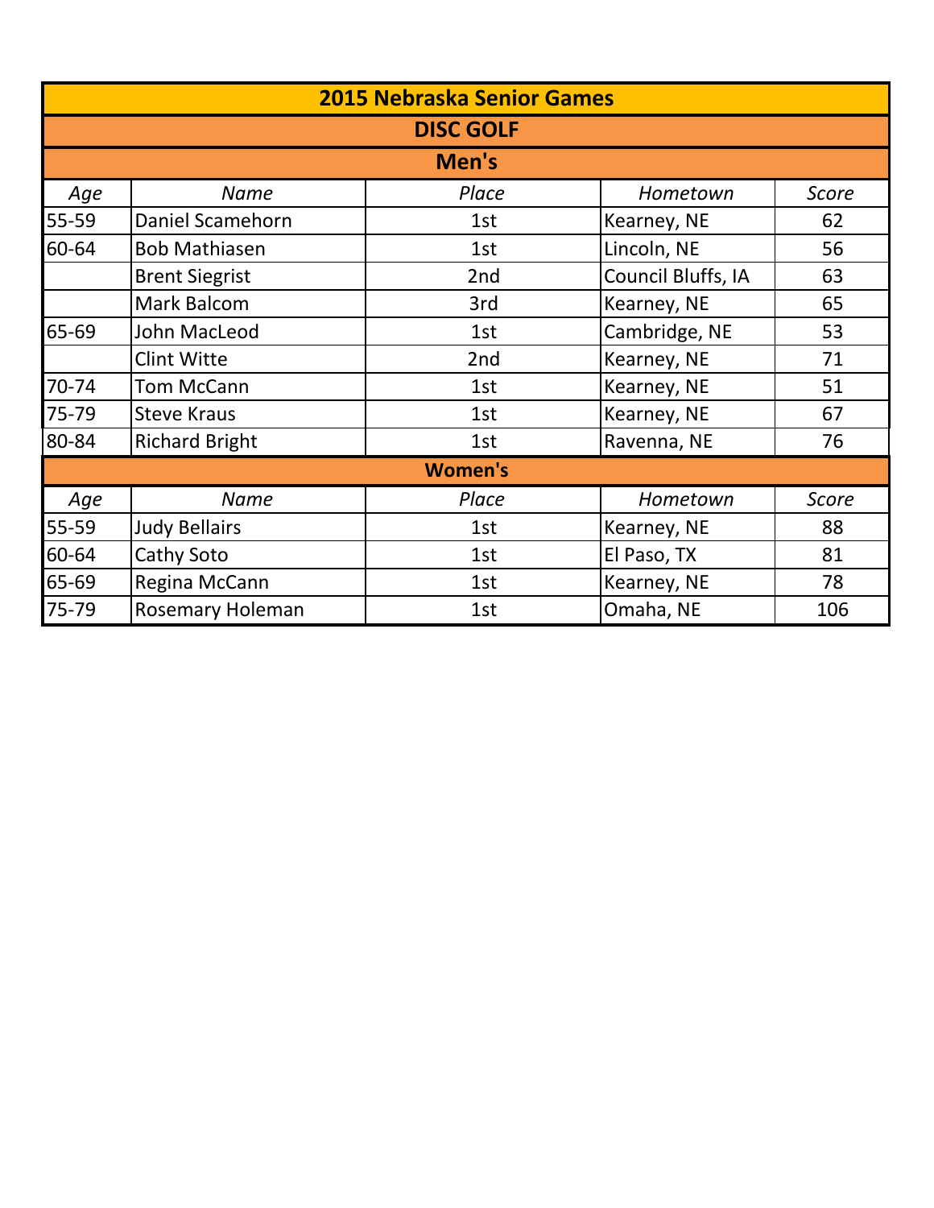# 2015 Nebraska Senior Games

## DISC GOLF

### Men's

| Age | Name | Place | Hometown | Score |
|---|---|---|---|---|
| 55-59 | Daniel Scamehorn | 1st | Kearney, NE | 62 |
| 60-64 | Bob Mathiasen | 1st | Lincoln, NE | 56 |
| | Brent Siegrist | 2nd | Council Bluffs, IA | 63 |
| | Mark Balcom | 3rd | Kearney, NE | 65 |
| 65-69 | John MacLeod | 1st | Cambridge, NE | 53 |
| | Clint Witte | 2nd | Kearney, NE | 71 |
| 70-74 | Tom McCann | 1st | Kearney, NE | 51 |
| 75-79 | Steve Kraus | 1st | Kearney, NE | 67 |
| 80-84 | Richard Bright | 1st | Ravenna, NE | 76 |

### Women's

| Age | Name | Place | Hometown | Score |
|---|---|---|---|---|
| 55-59 | Judy Bellairs | 1st | Kearney, NE | 88 |
| 60-64 | Cathy Soto | 1st | El Paso, TX | 81 |
| 65-69 | Regina McCann | 1st | Kearney, NE | 78 |
| 75-79 | Rosemary Holeman | 1st | Omaha, NE | 106 |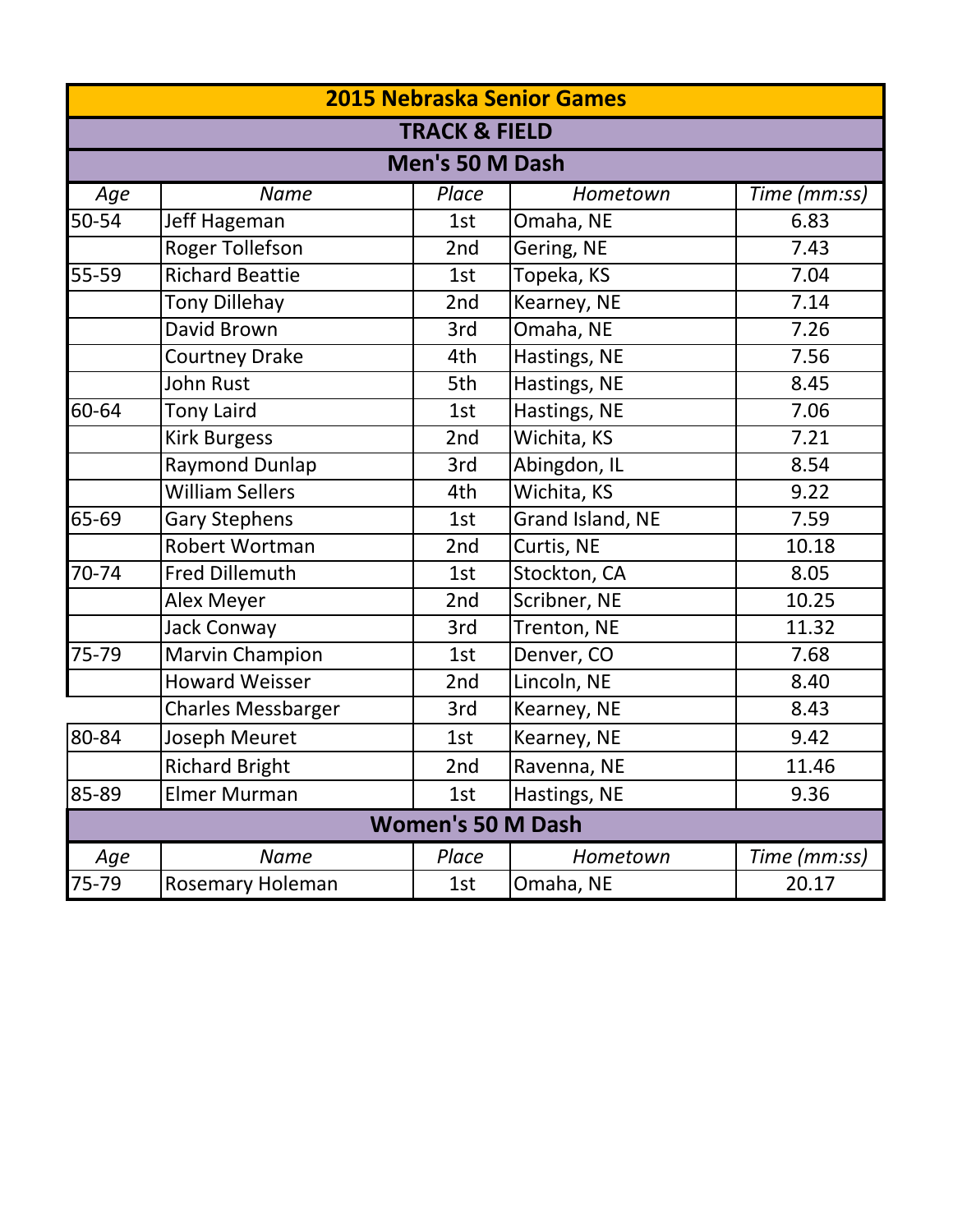## 2015 Nebraska Senior Games

### TRACK & FIELD

### Men's 50 M Dash

| *Age* | *Name* | *Place* | *Hometown* | *Time (mm:ss)* |
|---|---|---|---|---|
| 50-54 | Jeff Hageman | 1st | Omaha, NE | 6.83 |
| | Roger Tollefson | 2nd | Gering, NE | 7.43 |
| 55-59 | Richard Beattie | 1st | Topeka, KS | 7.04 |
| | Tony Dillehay | 2nd | Kearney, NE | 7.14 |
| | David Brown | 3rd | Omaha, NE | 7.26 |
| | Courtney Drake | 4th | Hastings, NE | 7.56 |
| | John Rust | 5th | Hastings, NE | 8.45 |
| 60-64 | Tony Laird | 1st | Hastings, NE | 7.06 |
| | Kirk Burgess | 2nd | Wichita, KS | 7.21 |
| | Raymond Dunlap | 3rd | Abingdon, IL | 8.54 |
| | William Sellers | 4th | Wichita, KS | 9.22 |
| 65-69 | Gary Stephens | 1st | Grand Island, NE | 7.59 |
| | Robert Wortman | 2nd | Curtis, NE | 10.18 |
| 70-74 | Fred Dillemuth | 1st | Stockton, CA | 8.05 |
| | Alex Meyer | 2nd | Scribner, NE | 10.25 |
| | Jack Conway | 3rd | Trenton, NE | 11.32 |
| 75-79 | Marvin Champion | 1st | Denver, CO | 7.68 |
| | Howard Weisser | 2nd | Lincoln, NE | 8.40 |
| | Charles Messbarger | 3rd | Kearney, NE | 8.43 |
| 80-84 | Joseph Meuret | 1st | Kearney, NE | 9.42 |
| | Richard Bright | 2nd | Ravenna, NE | 11.46 |
| 85-89 | Elmer Murman | 1st | Hastings, NE | 9.36 |

### Women's 50 M Dash

| *Age* | *Name* | *Place* | *Hometown* | *Time (mm:ss)* |
|---|---|---|---|---|
| 75-79 | Rosemary Holeman | 1st | Omaha, NE | 20.17 |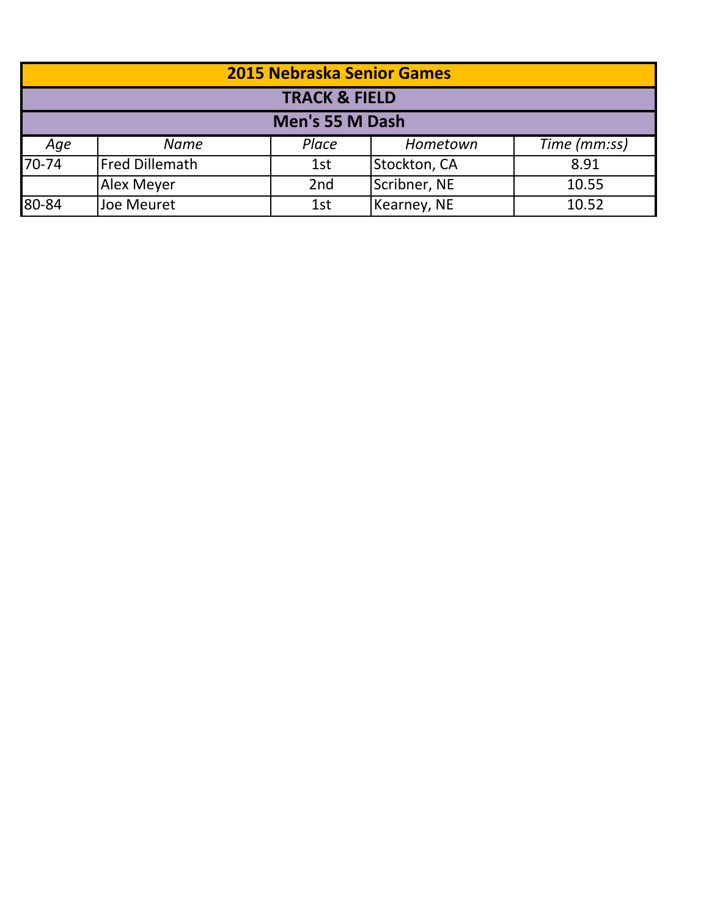# 2015 Nebraska Senior Games

## TRACK & FIELD

### Men's 55 M Dash

| *Age* | *Name* | *Place* | *Hometown* | *Time (mm:ss)* |
|---|---|---|---|---|
| 70-74 | Fred Dillemath | 1st | Stockton, CA | 8.91 |
| | Alex Meyer | 2nd | Scribner, NE | 10.55 |
| 80-84 | Joe Meuret | 1st | Kearney, NE | 10.52 |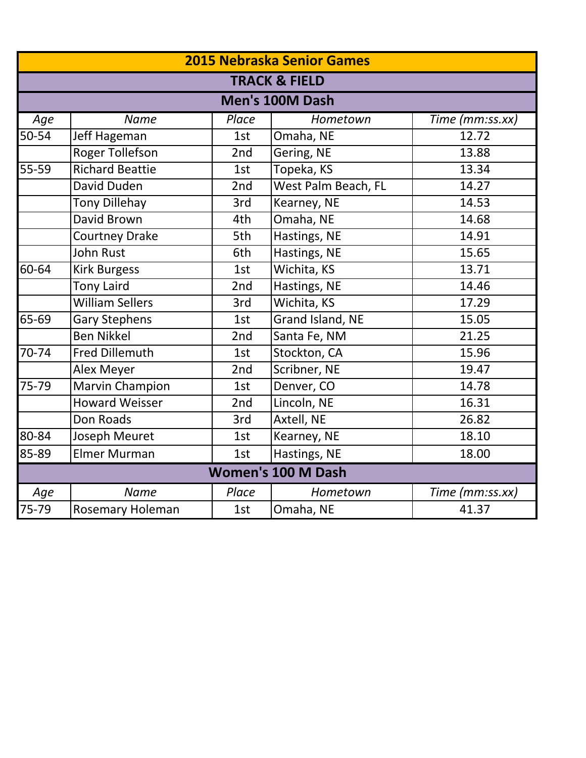# 2015 Nebraska Senior Games

## TRACK & FIELD

### Men's 100M Dash

| *Age* | *Name* | *Place* | *Hometown* | *Time (mm:ss.xx)* |
|---|---|---|---|---|
| 50-54 | Jeff Hageman | 1st | Omaha, NE | 12.72 |
| | Roger Tollefson | 2nd | Gering, NE | 13.88 |
| 55-59 | Richard Beattie | 1st | Topeka, KS | 13.34 |
| | David Duden | 2nd | West Palm Beach, FL | 14.27 |
| | Tony Dillehay | 3rd | Kearney, NE | 14.53 |
| | David Brown | 4th | Omaha, NE | 14.68 |
| | Courtney Drake | 5th | Hastings, NE | 14.91 |
| | John Rust | 6th | Hastings, NE | 15.65 |
| 60-64 | Kirk Burgess | 1st | Wichita, KS | 13.71 |
| | Tony Laird | 2nd | Hastings, NE | 14.46 |
| | William Sellers | 3rd | Wichita, KS | 17.29 |
| 65-69 | Gary Stephens | 1st | Grand Island, NE | 15.05 |
| | Ben Nikkel | 2nd | Santa Fe, NM | 21.25 |
| 70-74 | Fred Dillemuth | 1st | Stockton, CA | 15.96 |
| | Alex Meyer | 2nd | Scribner, NE | 19.47 |
| 75-79 | Marvin Champion | 1st | Denver, CO | 14.78 |
| | Howard Weisser | 2nd | Lincoln, NE | 16.31 |
| | Don Roads | 3rd | Axtell, NE | 26.82 |
| 80-84 | Joseph Meuret | 1st | Kearney, NE | 18.10 |
| 85-89 | Elmer Murman | 1st | Hastings, NE | 18.00 |

### Women's 100 M Dash

| *Age* | *Name* | *Place* | *Hometown* | *Time (mm:ss.xx)* |
|---|---|---|---|---|
| 75-79 | Rosemary Holeman | 1st | Omaha, NE | 41.37 |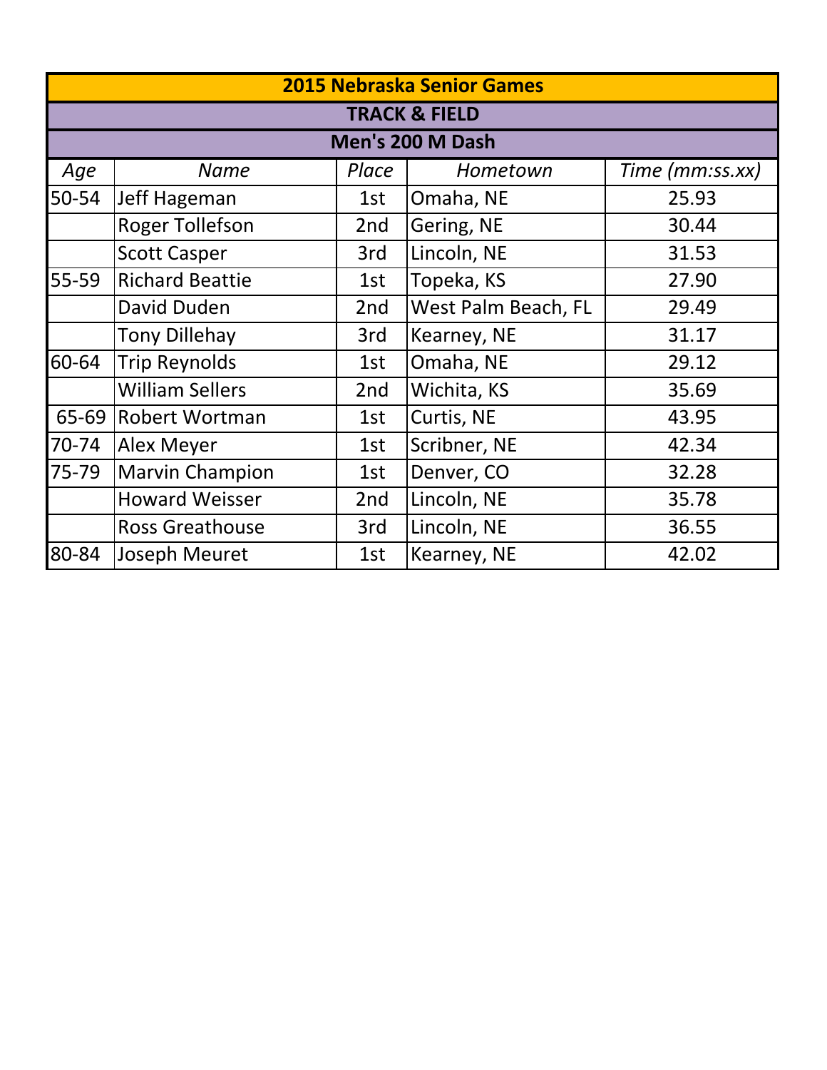## 2015 Nebraska Senior Games

### TRACK & FIELD

### Men's 200 M Dash

| *Age* | *Name* | *Place* | *Hometown* | *Time (mm:ss.xx)* |
|---|---|---|---|---|
| 50-54 | Jeff Hageman | 1st | Omaha, NE | 25.93 |
| | Roger Tollefson | 2nd | Gering, NE | 30.44 |
| | Scott Casper | 3rd | Lincoln, NE | 31.53 |
| 55-59 | Richard Beattie | 1st | Topeka, KS | 27.90 |
| | David Duden | 2nd | West Palm Beach, FL | 29.49 |
| | Tony Dillehay | 3rd | Kearney, NE | 31.17 |
| 60-64 | Trip Reynolds | 1st | Omaha, NE | 29.12 |
| | William Sellers | 2nd | Wichita, KS | 35.69 |
| 65-69 | Robert Wortman | 1st | Curtis, NE | 43.95 |
| 70-74 | Alex Meyer | 1st | Scribner, NE | 42.34 |
| 75-79 | Marvin Champion | 1st | Denver, CO | 32.28 |
| | Howard Weisser | 2nd | Lincoln, NE | 35.78 |
| | Ross Greathouse | 3rd | Lincoln, NE | 36.55 |
| 80-84 | Joseph Meuret | 1st | Kearney, NE | 42.02 |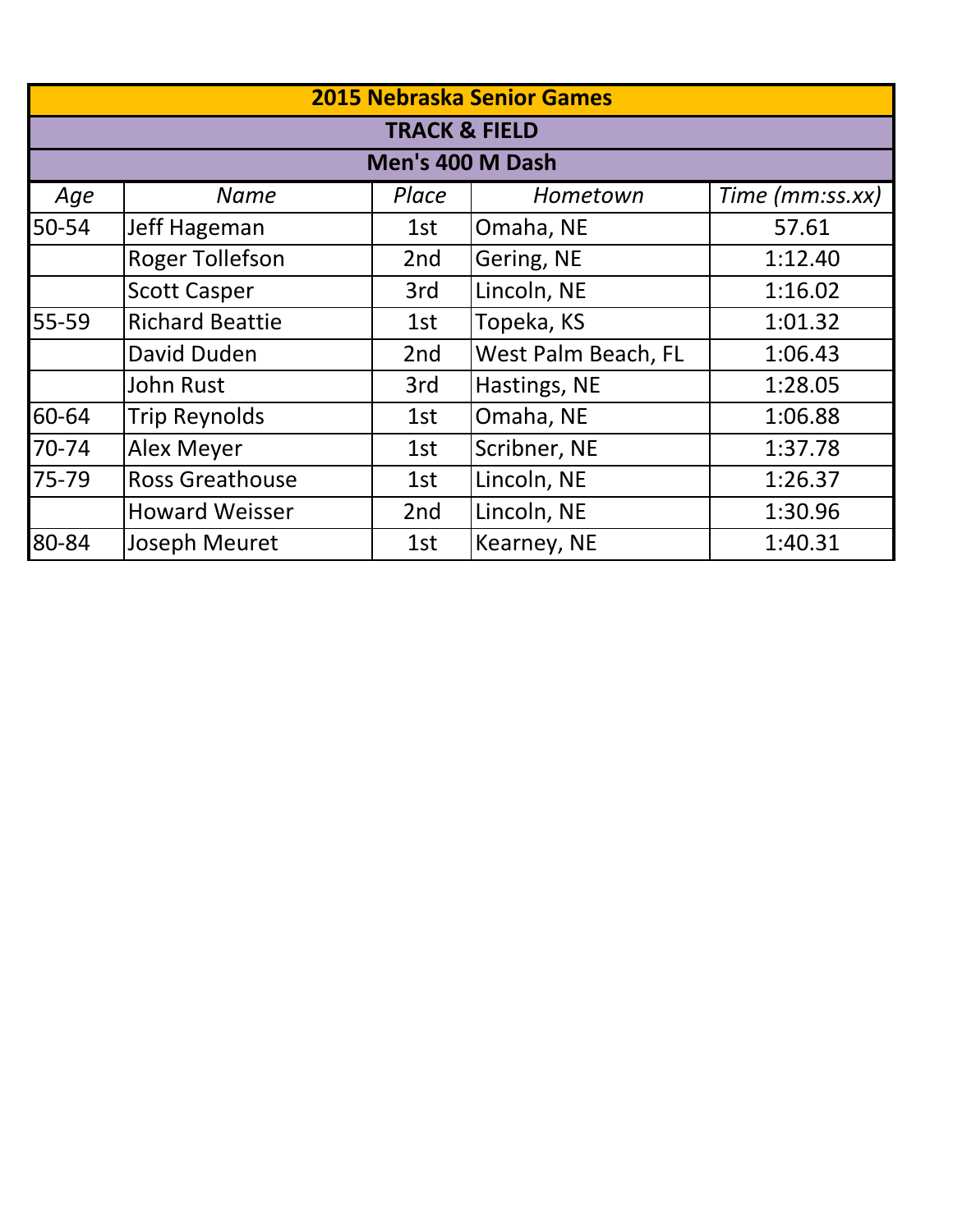| 2015 Nebraska Senior Games | | | | |
|---|---|---|---|---|
| **TRACK & FIELD** | | | | |
| **Men's 400 M Dash** | | | | |
| *Age* | *Name* | *Place* | *Hometown* | *Time (mm:ss.xx)* |
| 50-54 | Jeff Hageman | 1st | Omaha, NE | 57.61 |
| | Roger Tollefson | 2nd | Gering, NE | 1:12.40 |
| | Scott Casper | 3rd | Lincoln, NE | 1:16.02 |
| 55-59 | Richard Beattie | 1st | Topeka, KS | 1:01.32 |
| | David Duden | 2nd | West Palm Beach, FL | 1:06.43 |
| | John Rust | 3rd | Hastings, NE | 1:28.05 |
| 60-64 | Trip Reynolds | 1st | Omaha, NE | 1:06.88 |
| 70-74 | Alex Meyer | 1st | Scribner, NE | 1:37.78 |
| 75-79 | Ross Greathouse | 1st | Lincoln, NE | 1:26.37 |
| | Howard Weisser | 2nd | Lincoln, NE | 1:30.96 |
| 80-84 | Joseph Meuret | 1st | Kearney, NE | 1:40.31 |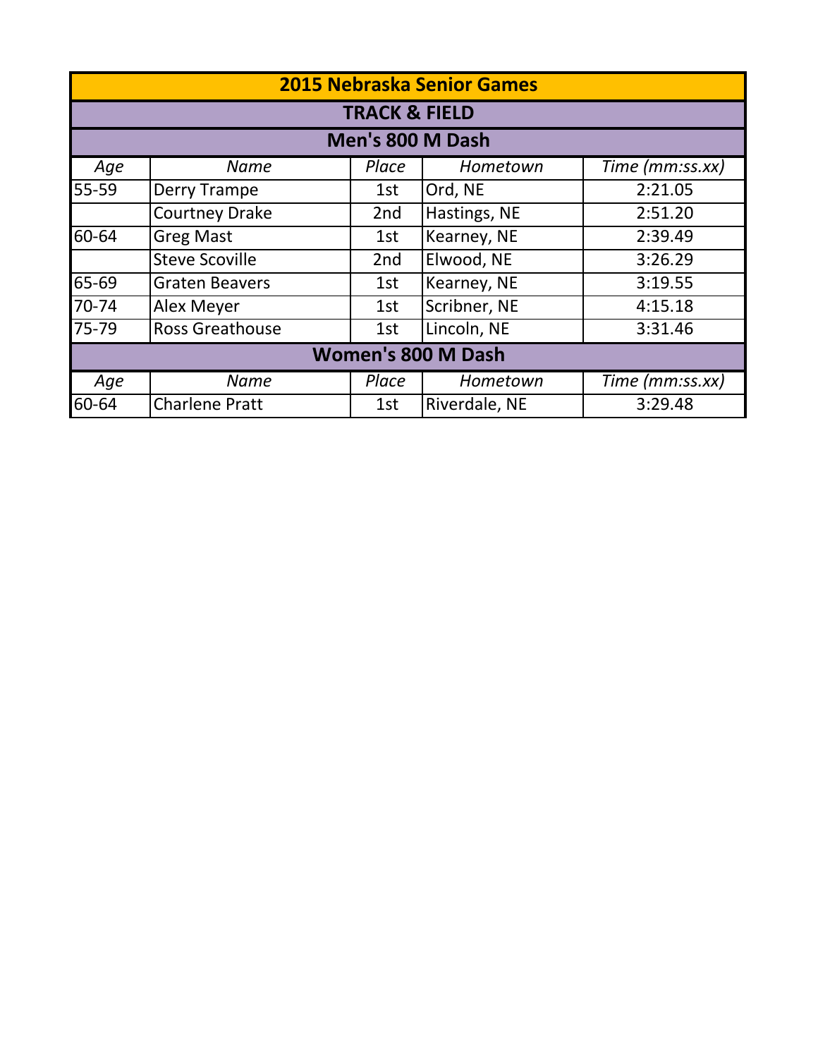# 2015 Nebraska Senior Games

## TRACK & FIELD

### Men's 800 M Dash

| *Age* | *Name* | *Place* | *Hometown* | *Time (mm:ss.xx)* |
|---|---|---|---|---|
| 55-59 | Derry Trampe | 1st | Ord, NE | 2:21.05 |
| | Courtney Drake | 2nd | Hastings, NE | 2:51.20 |
| 60-64 | Greg Mast | 1st | Kearney, NE | 2:39.49 |
| | Steve Scoville | 2nd | Elwood, NE | 3:26.29 |
| 65-69 | Graten Beavers | 1st | Kearney, NE | 3:19.55 |
| 70-74 | Alex Meyer | 1st | Scribner, NE | 4:15.18 |
| 75-79 | Ross Greathouse | 1st | Lincoln, NE | 3:31.46 |

### Women's 800 M Dash

| *Age* | *Name* | *Place* | *Hometown* | *Time (mm:ss.xx)* |
|---|---|---|---|---|
| 60-64 | Charlene Pratt | 1st | Riverdale, NE | 3:29.48 |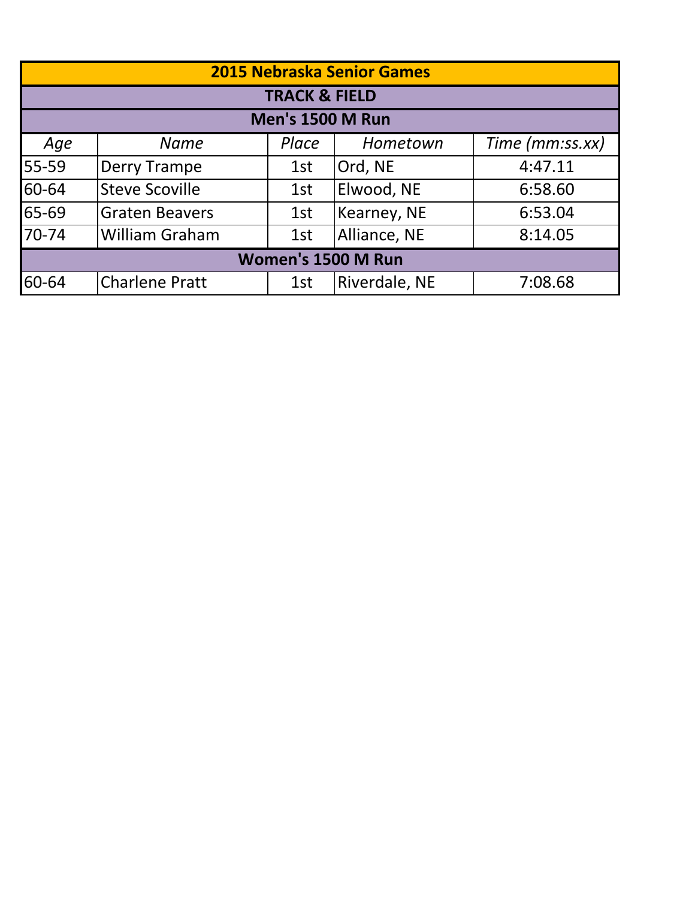| 2015 Nebraska Senior Games | | | | |
|---|---|---|---|---|
| **TRACK & FIELD** | | | | |
| **Men's 1500 M Run** | | | | |
| *Age* | *Name* | *Place* | *Hometown* | *Time (mm:ss.xx)* |
| 55-59 | Derry Trampe | 1st | Ord, NE | 4:47.11 |
| 60-64 | Steve Scoville | 1st | Elwood, NE | 6:58.60 |
| 65-69 | Graten Beavers | 1st | Kearney, NE | 6:53.04 |
| 70-74 | William Graham | 1st | Alliance, NE | 8:14.05 |
| **Women's 1500 M Run** | | | | |
| 60-64 | Charlene Pratt | 1st | Riverdale, NE | 7:08.68 |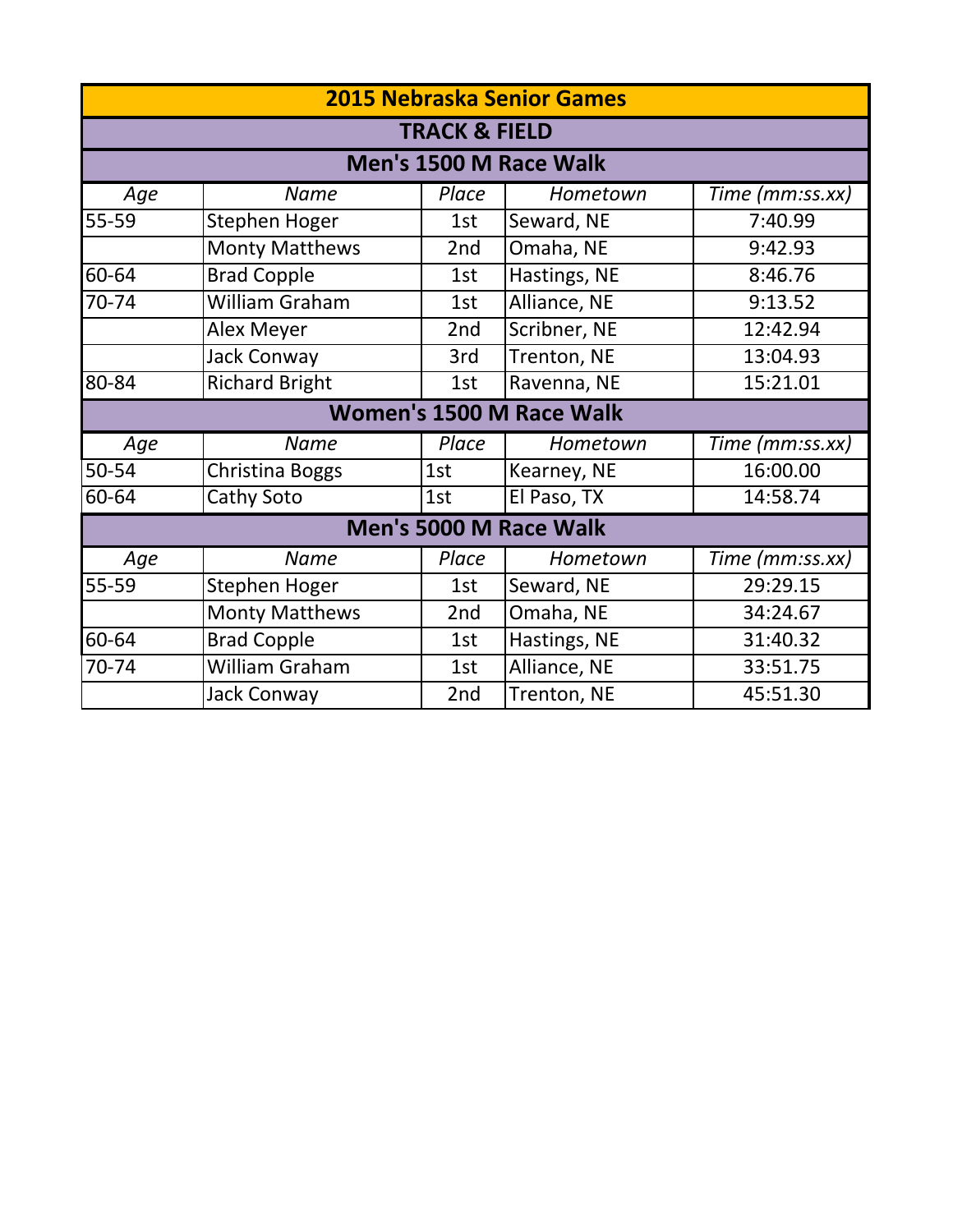# 2015 Nebraska Senior Games

## TRACK & FIELD

### Men's 1500 M Race Walk

| Age | Name | Place | Hometown | Time (mm:ss.xx) |
|---|---|---|---|---|
| 55-59 | Stephen Hoger | 1st | Seward, NE | 7:40.99 |
| | Monty Matthews | 2nd | Omaha, NE | 9:42.93 |
| 60-64 | Brad Copple | 1st | Hastings, NE | 8:46.76 |
| 70-74 | William Graham | 1st | Alliance, NE | 9:13.52 |
| | Alex Meyer | 2nd | Scribner, NE | 12:42.94 |
| | Jack Conway | 3rd | Trenton, NE | 13:04.93 |
| 80-84 | Richard Bright | 1st | Ravenna, NE | 15:21.01 |

### Women's 1500 M Race Walk

| Age | Name | Place | Hometown | Time (mm:ss.xx) |
|---|---|---|---|---|
| 50-54 | Christina Boggs | 1st | Kearney, NE | 16:00.00 |
| 60-64 | Cathy Soto | 1st | El Paso, TX | 14:58.74 |

### Men's 5000 M Race Walk

| Age | Name | Place | Hometown | Time (mm:ss.xx) |
|---|---|---|---|---|
| 55-59 | Stephen Hoger | 1st | Seward, NE | 29:29.15 |
| | Monty Matthews | 2nd | Omaha, NE | 34:24.67 |
| 60-64 | Brad Copple | 1st | Hastings, NE | 31:40.32 |
| 70-74 | William Graham | 1st | Alliance, NE | 33:51.75 |
| | Jack Conway | 2nd | Trenton, NE | 45:51.30 |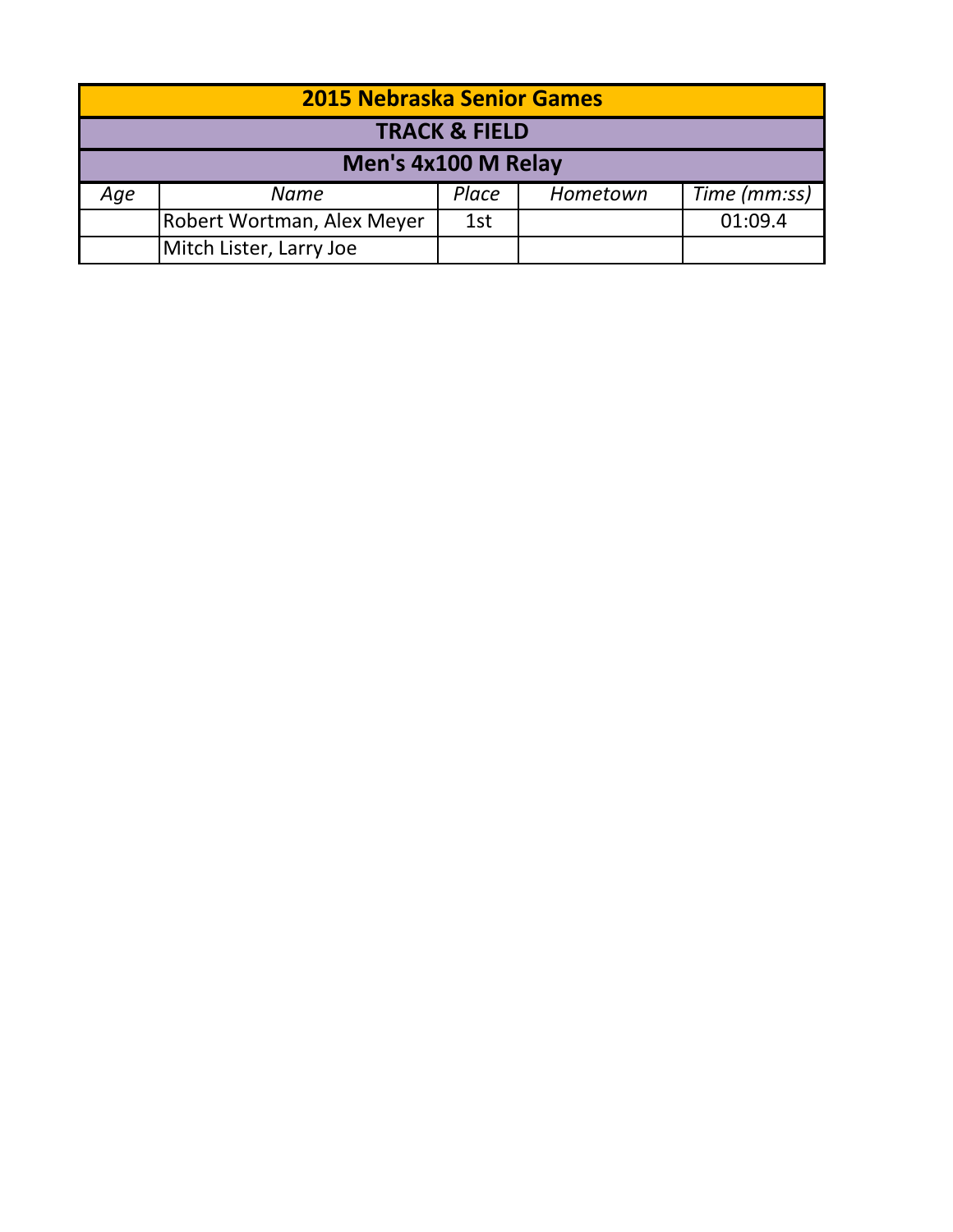| 2015 Nebraska Senior Games | | | | |
|---|---|---|---|---|
| **TRACK & FIELD** | | | | |
| **Men's 4x100 M Relay** | | | | |
| *Age* | *Name* | *Place* | *Hometown* | *Time (mm:ss)* |
| | Robert Wortman, Alex Meyer | 1st | | 01:09.4 |
| | Mitch Lister, Larry Joe | | | |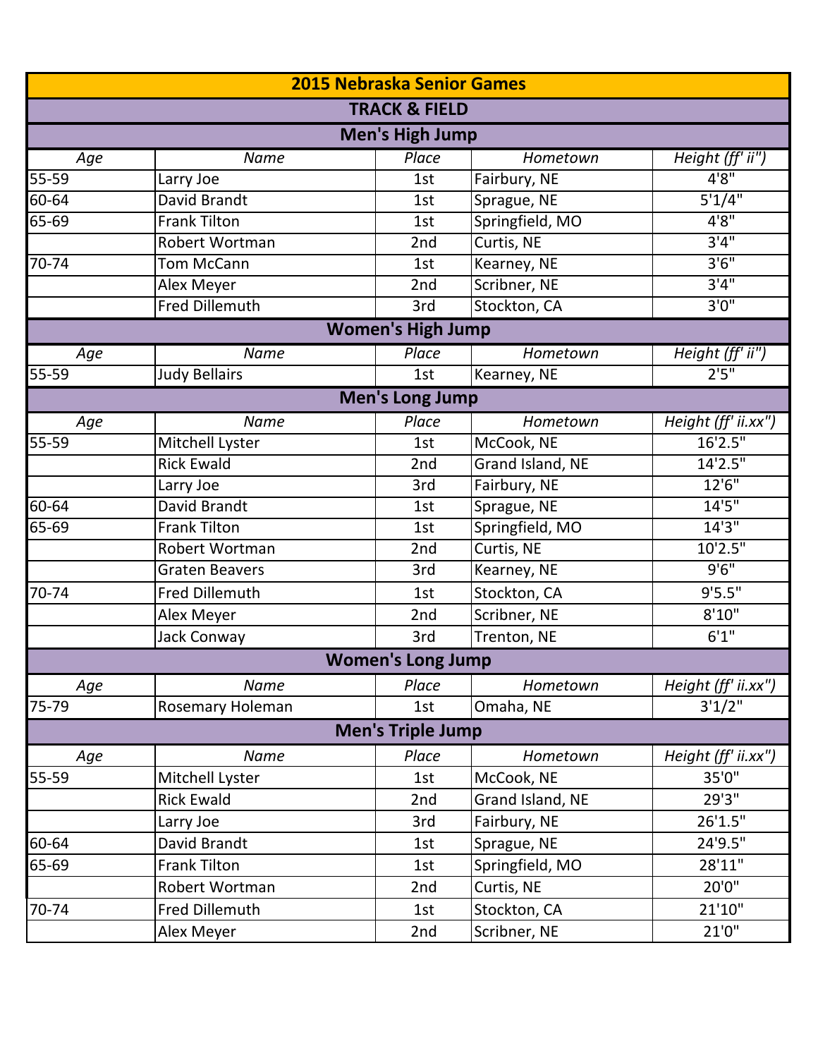# 2015 Nebraska Senior Games

## TRACK & FIELD

### Men's High Jump

| Age | Name | Place | Hometown | Height (ff' ii") |
|---|---|---|---|---|
| 55-59 | Larry Joe | 1st | Fairbury, NE | 4'8" |
| 60-64 | David Brandt | 1st | Sprague, NE | 5'1/4" |
| 65-69 | Frank Tilton | 1st | Springfield, MO | 4'8" |
| | Robert Wortman | 2nd | Curtis, NE | 3'4" |
| 70-74 | Tom McCann | 1st | Kearney, NE | 3'6" |
| | Alex Meyer | 2nd | Scribner, NE | 3'4" |
| | Fred Dillemuth | 3rd | Stockton, CA | 3'0" |

### Women's High Jump

| Age | Name | Place | Hometown | Height (ff' ii") |
|---|---|---|---|---|
| 55-59 | Judy Bellairs | 1st | Kearney, NE | 2'5" |

### Men's Long Jump

| Age | Name | Place | Hometown | Height (ff' ii.xx") |
|---|---|---|---|---|
| 55-59 | Mitchell Lyster | 1st | McCook, NE | 16'2.5" |
| | Rick Ewald | 2nd | Grand Island, NE | 14'2.5" |
| | Larry Joe | 3rd | Fairbury, NE | 12'6" |
| 60-64 | David Brandt | 1st | Sprague, NE | 14'5" |
| 65-69 | Frank Tilton | 1st | Springfield, MO | 14'3" |
| | Robert Wortman | 2nd | Curtis, NE | 10'2.5" |
| | Graten Beavers | 3rd | Kearney, NE | 9'6" |
| 70-74 | Fred Dillemuth | 1st | Stockton, CA | 9'5.5" |
| | Alex Meyer | 2nd | Scribner, NE | 8'10" |
| | Jack Conway | 3rd | Trenton, NE | 6'1" |

### Women's Long Jump

| Age | Name | Place | Hometown | Height (ff' ii.xx") |
|---|---|---|---|---|
| 75-79 | Rosemary Holeman | 1st | Omaha, NE | 3'1/2" |

### Men's Triple Jump

| Age | Name | Place | Hometown | Height (ff' ii.xx") |
|---|---|---|---|---|
| 55-59 | Mitchell Lyster | 1st | McCook, NE | 35'0" |
| | Rick Ewald | 2nd | Grand Island, NE | 29'3" |
| | Larry Joe | 3rd | Fairbury, NE | 26'1.5" |
| 60-64 | David Brandt | 1st | Sprague, NE | 24'9.5" |
| 65-69 | Frank Tilton | 1st | Springfield, MO | 28'11" |
| | Robert Wortman | 2nd | Curtis, NE | 20'0" |
| 70-74 | Fred Dillemuth | 1st | Stockton, CA | 21'10" |
| | Alex Meyer | 2nd | Scribner, NE | 21'0" |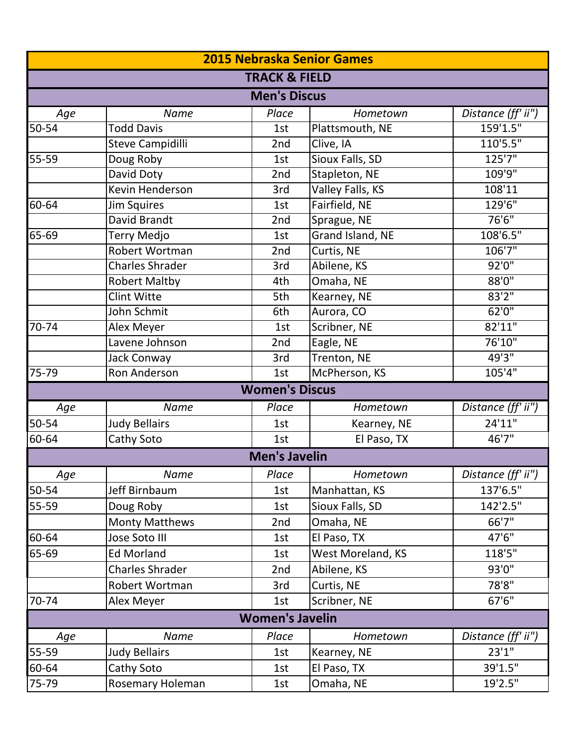# 2015 Nebraska Senior Games

## TRACK & FIELD

### Men's Discus

| Age | Name | Place | Hometown | Distance (ff' ii") |
|---|---|---|---|---|
| 50-54 | Todd Davis | 1st | Plattsmouth, NE | 159'1.5" |
| | Steve Campidilli | 2nd | Clive, IA | 110'5.5" |
| 55-59 | Doug Roby | 1st | Sioux Falls, SD | 125'7" |
| | David Doty | 2nd | Stapleton, NE | 109'9" |
| | Kevin Henderson | 3rd | Valley Falls, KS | 108'11 |
| 60-64 | Jim Squires | 1st | Fairfield, NE | 129'6" |
| | David Brandt | 2nd | Sprague, NE | 76'6" |
| 65-69 | Terry Medjo | 1st | Grand Island, NE | 108'6.5" |
| | Robert Wortman | 2nd | Curtis, NE | 106'7" |
| | Charles Shrader | 3rd | Abilene, KS | 92'0" |
| | Robert Maltby | 4th | Omaha, NE | 88'0" |
| | Clint Witte | 5th | Kearney, NE | 83'2" |
| | John Schmit | 6th | Aurora, CO | 62'0" |
| 70-74 | Alex Meyer | 1st | Scribner, NE | 82'11" |
| | Lavene Johnson | 2nd | Eagle, NE | 76'10" |
| | Jack Conway | 3rd | Trenton, NE | 49'3" |
| 75-79 | Ron Anderson | 1st | McPherson, KS | 105'4" |

### Women's Discus

| Age | Name | Place | Hometown | Distance (ff' ii") |
|---|---|---|---|---|
| 50-54 | Judy Bellairs | 1st | Kearney, NE | 24'11" |
| 60-64 | Cathy Soto | 1st | El Paso, TX | 46'7" |

### Men's Javelin

| Age | Name | Place | Hometown | Distance (ff' ii") |
|---|---|---|---|---|
| 50-54 | Jeff Birnbaum | 1st | Manhattan, KS | 137'6.5" |
| 55-59 | Doug Roby | 1st | Sioux Falls, SD | 142'2.5" |
| | Monty Matthews | 2nd | Omaha, NE | 66'7" |
| 60-64 | Jose Soto III | 1st | El Paso, TX | 47'6" |
| 65-69 | Ed Morland | 1st | West Moreland, KS | 118'5" |
| | Charles Shrader | 2nd | Abilene, KS | 93'0" |
| | Robert Wortman | 3rd | Curtis, NE | 78'8" |
| 70-74 | Alex Meyer | 1st | Scribner, NE | 67'6" |

### Women's Javelin

| Age | Name | Place | Hometown | Distance (ff' ii") |
|---|---|---|---|---|
| 55-59 | Judy Bellairs | 1st | Kearney, NE | 23'1" |
| 60-64 | Cathy Soto | 1st | El Paso, TX | 39'1.5" |
| 75-79 | Rosemary Holeman | 1st | Omaha, NE | 19'2.5" |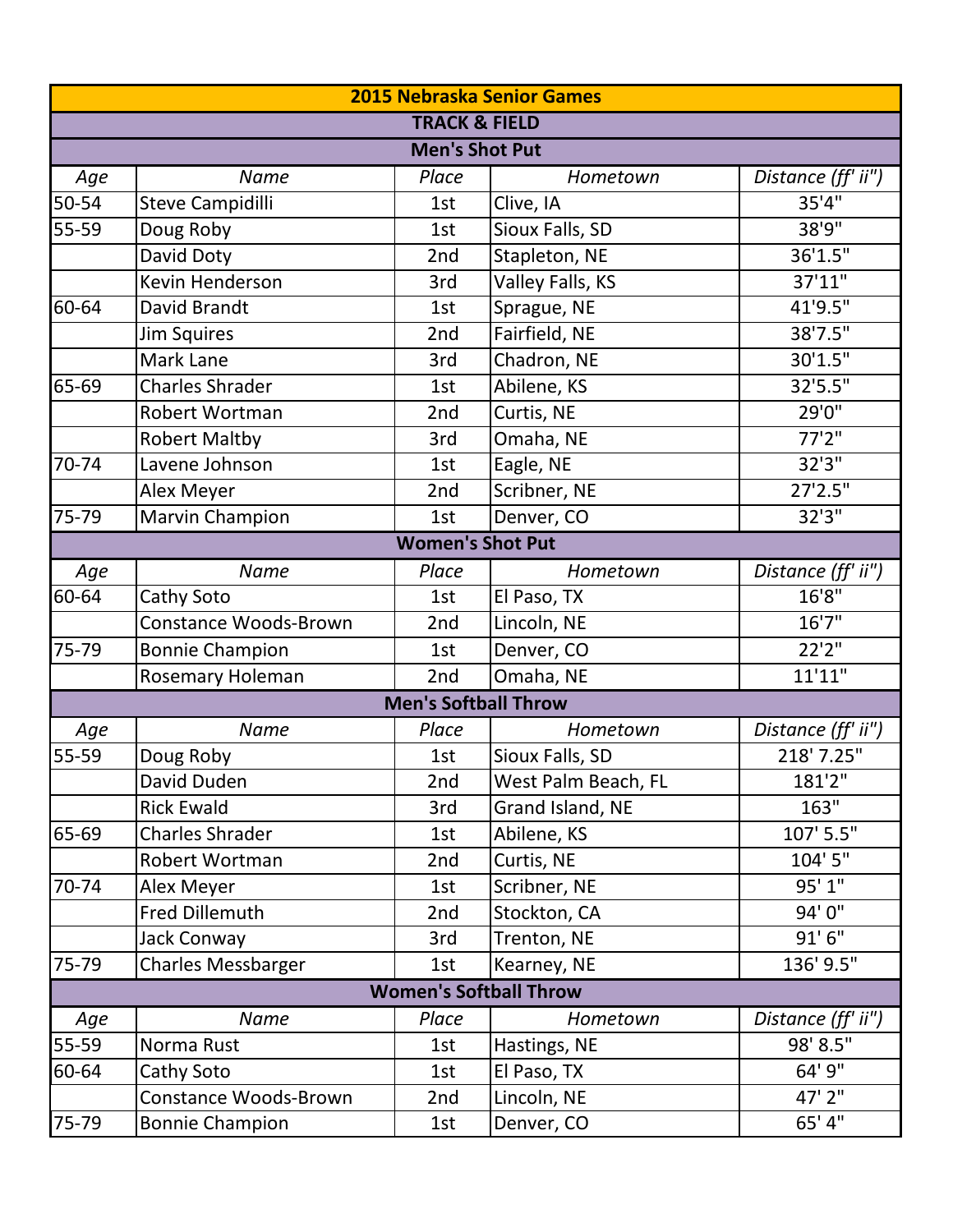# 2015 Nebraska Senior Games

## TRACK & FIELD

### Men's Shot Put

| *Age* | *Name* | *Place* | *Hometown* | *Distance (ff' ii")* |
|---|---|---|---|---|
| 50-54 | Steve Campidilli | 1st | Clive, IA | 35'4" |
| 55-59 | Doug Roby | 1st | Sioux Falls, SD | 38'9" |
| | David Doty | 2nd | Stapleton, NE | 36'1.5" |
| | Kevin Henderson | 3rd | Valley Falls, KS | 37'11" |
| 60-64 | David Brandt | 1st | Sprague, NE | 41'9.5" |
| | Jim Squires | 2nd | Fairfield, NE | 38'7.5" |
| | Mark Lane | 3rd | Chadron, NE | 30'1.5" |
| 65-69 | Charles Shrader | 1st | Abilene, KS | 32'5.5" |
| | Robert Wortman | 2nd | Curtis, NE | 29'0" |
| | Robert Maltby | 3rd | Omaha, NE | 77'2" |
| 70-74 | Lavene Johnson | 1st | Eagle, NE | 32'3" |
| | Alex Meyer | 2nd | Scribner, NE | 27'2.5" |
| 75-79 | Marvin Champion | 1st | Denver, CO | 32'3" |

### Women's Shot Put

| *Age* | *Name* | *Place* | *Hometown* | *Distance (ff' ii")* |
|---|---|---|---|---|
| 60-64 | Cathy Soto | 1st | El Paso, TX | 16'8" |
| | Constance Woods-Brown | 2nd | Lincoln, NE | 16'7" |
| 75-79 | Bonnie Champion | 1st | Denver, CO | 22'2" |
| | Rosemary Holeman | 2nd | Omaha, NE | 11'11" |

### Men's Softball Throw

| *Age* | *Name* | *Place* | *Hometown* | *Distance (ff' ii")* |
|---|---|---|---|---|
| 55-59 | Doug Roby | 1st | Sioux Falls, SD | 218' 7.25" |
| | David Duden | 2nd | West Palm Beach, FL | 181'2" |
| | Rick Ewald | 3rd | Grand Island, NE | 163" |
| 65-69 | Charles Shrader | 1st | Abilene, KS | 107' 5.5" |
| | Robert Wortman | 2nd | Curtis, NE | 104' 5" |
| 70-74 | Alex Meyer | 1st | Scribner, NE | 95' 1" |
| | Fred Dillemuth | 2nd | Stockton, CA | 94' 0" |
| | Jack Conway | 3rd | Trenton, NE | 91' 6" |
| 75-79 | Charles Messbarger | 1st | Kearney, NE | 136' 9.5" |

### Women's Softball Throw

| *Age* | *Name* | *Place* | *Hometown* | *Distance (ff' ii")* |
|---|---|---|---|---|
| 55-59 | Norma Rust | 1st | Hastings, NE | 98' 8.5" |
| 60-64 | Cathy Soto | 1st | El Paso, TX | 64' 9" |
| | Constance Woods-Brown | 2nd | Lincoln, NE | 47' 2" |
| 75-79 | Bonnie Champion | 1st | Denver, CO | 65' 4" |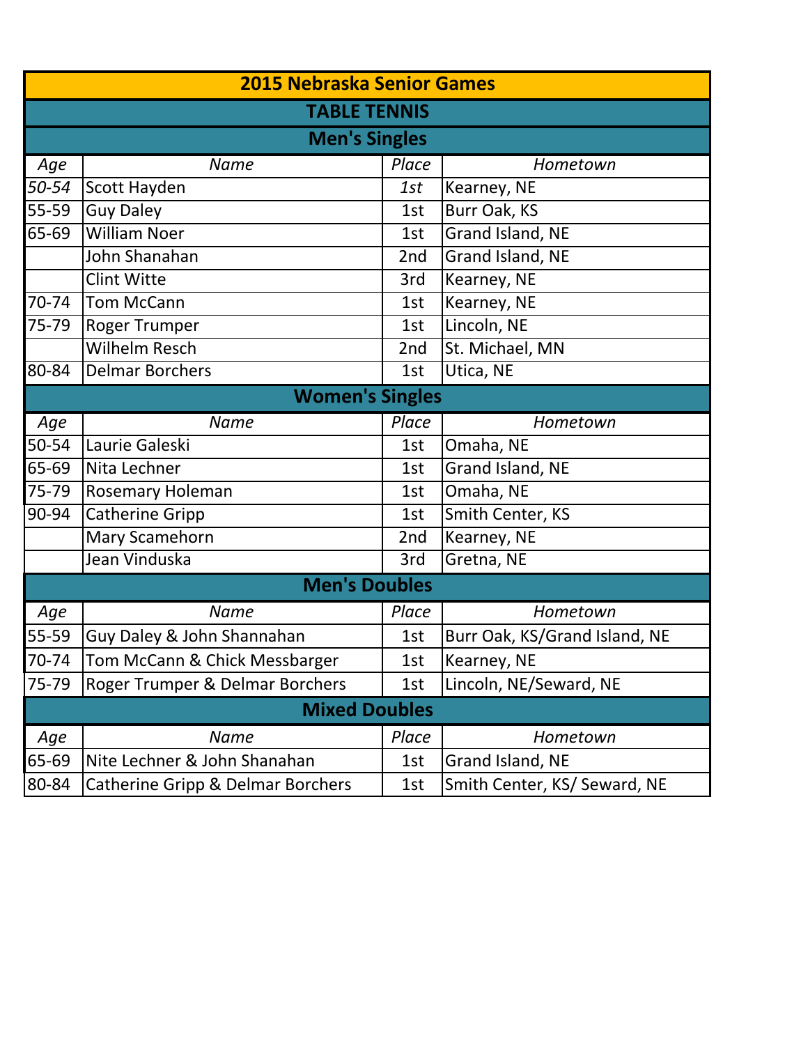# 2015 Nebraska Senior Games

## TABLE TENNIS

### Men's Singles

| Age | Name | Place | Hometown |
|---|---|---|---|
| 50-54 | Scott Hayden | 1st | Kearney, NE |
| 55-59 | Guy Daley | 1st | Burr Oak, KS |
| 65-69 | William Noer | 1st | Grand Island, NE |
| | John Shanahan | 2nd | Grand Island, NE |
| | Clint Witte | 3rd | Kearney, NE |
| 70-74 | Tom McCann | 1st | Kearney, NE |
| 75-79 | Roger Trumper | 1st | Lincoln, NE |
| | Wilhelm Resch | 2nd | St. Michael, MN |
| 80-84 | Delmar Borchers | 1st | Utica, NE |

### Women's Singles

| Age | Name | Place | Hometown |
|---|---|---|---|
| 50-54 | Laurie Galeski | 1st | Omaha, NE |
| 65-69 | Nita Lechner | 1st | Grand Island, NE |
| 75-79 | Rosemary Holeman | 1st | Omaha, NE |
| 90-94 | Catherine Gripp | 1st | Smith Center, KS |
| | Mary Scamehorn | 2nd | Kearney, NE |
| | Jean Vinduska | 3rd | Gretna, NE |

### Men's Doubles

| Age | Name | Place | Hometown |
|---|---|---|---|
| 55-59 | Guy Daley & John Shannahan | 1st | Burr Oak, KS/Grand Island, NE |
| 70-74 | Tom McCann & Chick Messbarger | 1st | Kearney, NE |
| 75-79 | Roger Trumper & Delmar Borchers | 1st | Lincoln, NE/Seward, NE |

### Mixed Doubles

| Age | Name | Place | Hometown |
|---|---|---|---|
| 65-69 | Nite Lechner & John Shanahan | 1st | Grand Island, NE |
| 80-84 | Catherine Gripp & Delmar Borchers | 1st | Smith Center, KS/ Seward, NE |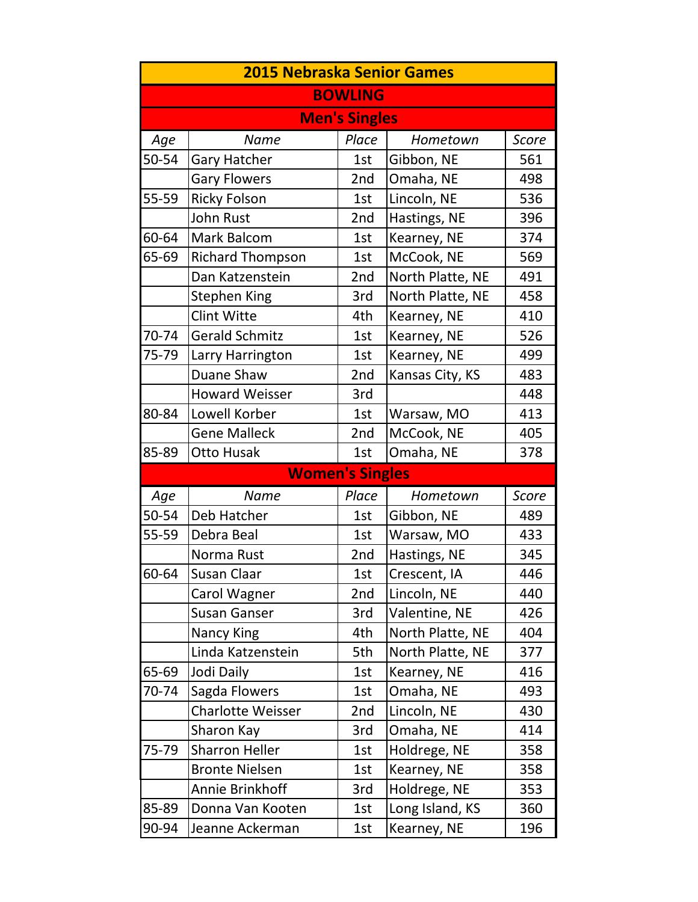# 2015 Nebraska Senior Games

## BOWLING

### Men's Singles

| Age | Name | Place | Hometown | Score |
|---|---|---|---|---|
| 50-54 | Gary Hatcher | 1st | Gibbon, NE | 561 |
| | Gary Flowers | 2nd | Omaha, NE | 498 |
| 55-59 | Ricky Folson | 1st | Lincoln, NE | 536 |
| | John Rust | 2nd | Hastings, NE | 396 |
| 60-64 | Mark Balcom | 1st | Kearney, NE | 374 |
| 65-69 | Richard Thompson | 1st | McCook, NE | 569 |
| | Dan Katzenstein | 2nd | North Platte, NE | 491 |
| | Stephen King | 3rd | North Platte, NE | 458 |
| | Clint Witte | 4th | Kearney, NE | 410 |
| 70-74 | Gerald Schmitz | 1st | Kearney, NE | 526 |
| 75-79 | Larry Harrington | 1st | Kearney, NE | 499 |
| | Duane Shaw | 2nd | Kansas City, KS | 483 |
| | Howard Weisser | 3rd | | 448 |
| 80-84 | Lowell Korber | 1st | Warsaw, MO | 413 |
| | Gene Malleck | 2nd | McCook, NE | 405 |
| 85-89 | Otto Husak | 1st | Omaha, NE | 378 |

### Women's Singles

| Age | Name | Place | Hometown | Score |
|---|---|---|---|---|
| 50-54 | Deb Hatcher | 1st | Gibbon, NE | 489 |
| 55-59 | Debra Beal | 1st | Warsaw, MO | 433 |
| | Norma Rust | 2nd | Hastings, NE | 345 |
| 60-64 | Susan Claar | 1st | Crescent, IA | 446 |
| | Carol Wagner | 2nd | Lincoln, NE | 440 |
| | Susan Ganser | 3rd | Valentine, NE | 426 |
| | Nancy King | 4th | North Platte, NE | 404 |
| | Linda Katzenstein | 5th | North Platte, NE | 377 |
| 65-69 | Jodi Daily | 1st | Kearney, NE | 416 |
| 70-74 | Sagda Flowers | 1st | Omaha, NE | 493 |
| | Charlotte Weisser | 2nd | Lincoln, NE | 430 |
| | Sharon Kay | 3rd | Omaha, NE | 414 |
| 75-79 | Sharron Heller | 1st | Holdrege, NE | 358 |
| | Bronte Nielsen | 1st | Kearney, NE | 358 |
| | Annie Brinkhoff | 3rd | Holdrege, NE | 353 |
| 85-89 | Donna Van Kooten | 1st | Long Island, KS | 360 |
| 90-94 | Jeanne Ackerman | 1st | Kearney, NE | 196 |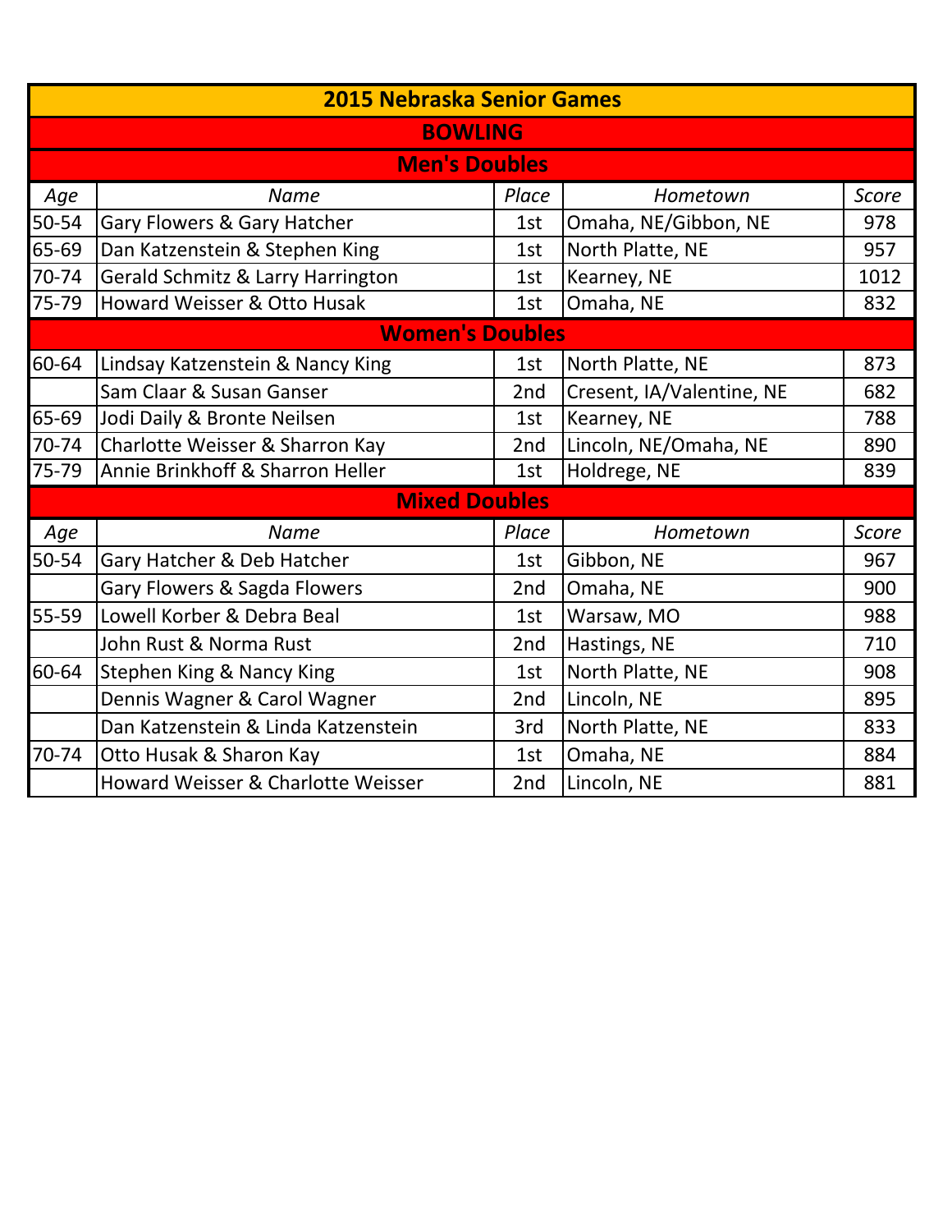# 2015 Nebraska Senior Games

## BOWLING

### Men's Doubles

| *Age* | *Name* | *Place* | *Hometown* | *Score* |
|---|---|---|---|---|
| 50-54 | Gary Flowers & Gary Hatcher | 1st | Omaha, NE/Gibbon, NE | 978 |
| 65-69 | Dan Katzenstein & Stephen King | 1st | North Platte, NE | 957 |
| 70-74 | Gerald Schmitz & Larry Harrington | 1st | Kearney, NE | 1012 |
| 75-79 | Howard Weisser & Otto Husak | 1st | Omaha, NE | 832 |

### Women's Doubles

| *Age* | *Name* | *Place* | *Hometown* | *Score* |
|---|---|---|---|---|
| 60-64 | Lindsay Katzenstein & Nancy King | 1st | North Platte, NE | 873 |
| | Sam Claar & Susan Ganser | 2nd | Cresent, IA/Valentine, NE | 682 |
| 65-69 | Jodi Daily & Bronte Neilsen | 1st | Kearney, NE | 788 |
| 70-74 | Charlotte Weisser & Sharron Kay | 2nd | Lincoln, NE/Omaha, NE | 890 |
| 75-79 | Annie Brinkhoff & Sharron Heller | 1st | Holdrege, NE | 839 |

### Mixed Doubles

| *Age* | *Name* | *Place* | *Hometown* | *Score* |
|---|---|---|---|---|
| 50-54 | Gary Hatcher & Deb Hatcher | 1st | Gibbon, NE | 967 |
| | Gary Flowers & Sagda Flowers | 2nd | Omaha, NE | 900 |
| 55-59 | Lowell Korber & Debra Beal | 1st | Warsaw, MO | 988 |
| | John Rust & Norma Rust | 2nd | Hastings, NE | 710 |
| 60-64 | Stephen King & Nancy King | 1st | North Platte, NE | 908 |
| | Dennis Wagner & Carol Wagner | 2nd | Lincoln, NE | 895 |
| | Dan Katzenstein & Linda Katzenstein | 3rd | North Platte, NE | 833 |
| 70-74 | Otto Husak & Sharon Kay | 1st | Omaha, NE | 884 |
| | Howard Weisser & Charlotte Weisser | 2nd | Lincoln, NE | 881 |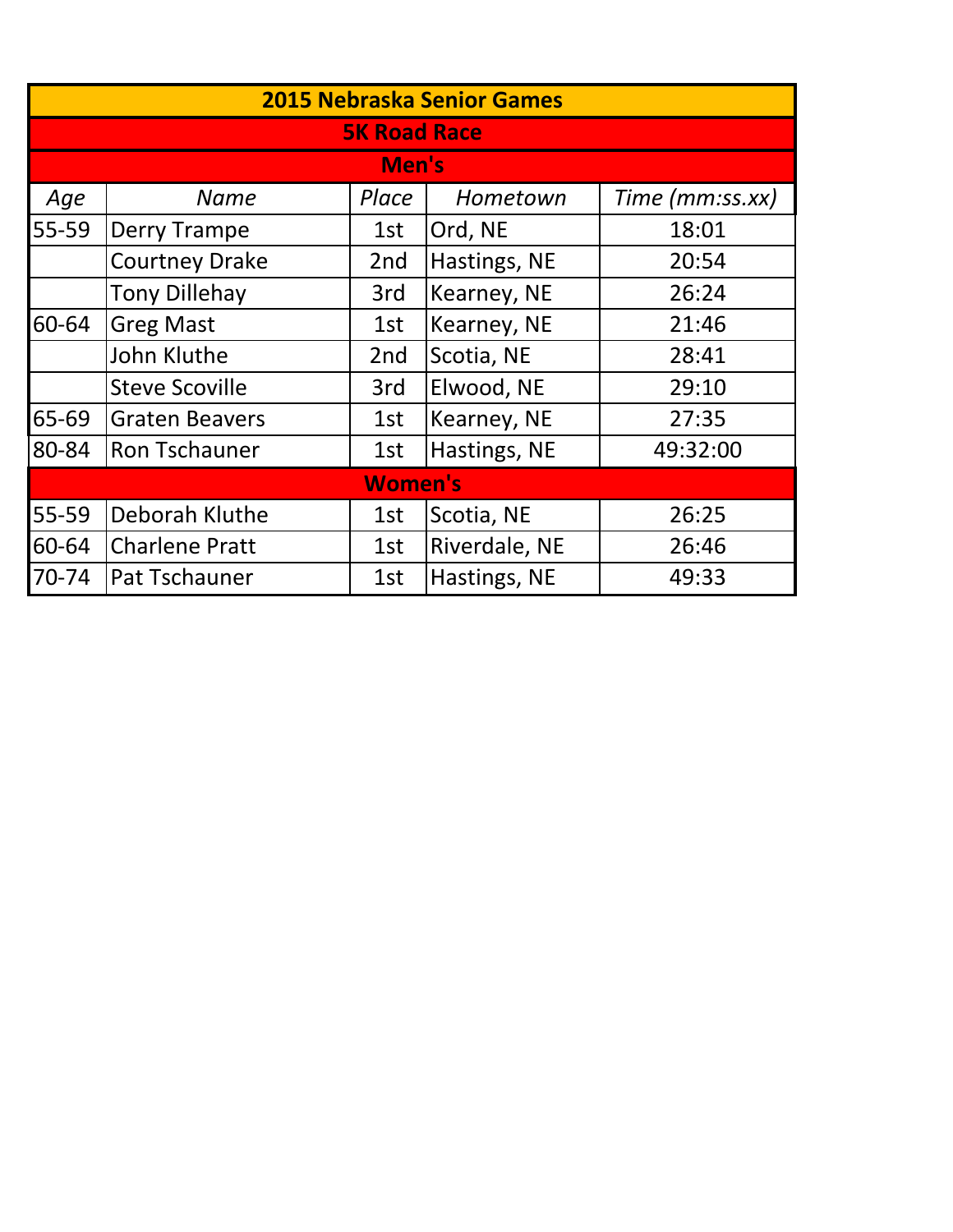| 2015 Nebraska Senior Games | | | | |
|---|---|---|---|---|
| **5K Road Race** | | | | |
| **Men's** | | | | |
| *Age* | *Name* | *Place* | *Hometown* | *Time (mm:ss.xx)* |
| 55-59 | Derry Trampe | 1st | Ord, NE | 18:01 |
| | Courtney Drake | 2nd | Hastings, NE | 20:54 |
| | Tony Dillehay | 3rd | Kearney, NE | 26:24 |
| 60-64 | Greg Mast | 1st | Kearney, NE | 21:46 |
| | John Kluthe | 2nd | Scotia, NE | 28:41 |
| | Steve Scoville | 3rd | Elwood, NE | 29:10 |
| 65-69 | Graten Beavers | 1st | Kearney, NE | 27:35 |
| 80-84 | Ron Tschauner | 1st | Hastings, NE | 49:32:00 |
| **Women's** | | | | |
| 55-59 | Deborah Kluthe | 1st | Scotia, NE | 26:25 |
| 60-64 | Charlene Pratt | 1st | Riverdale, NE | 26:46 |
| 70-74 | Pat Tschauner | 1st | Hastings, NE | 49:33 |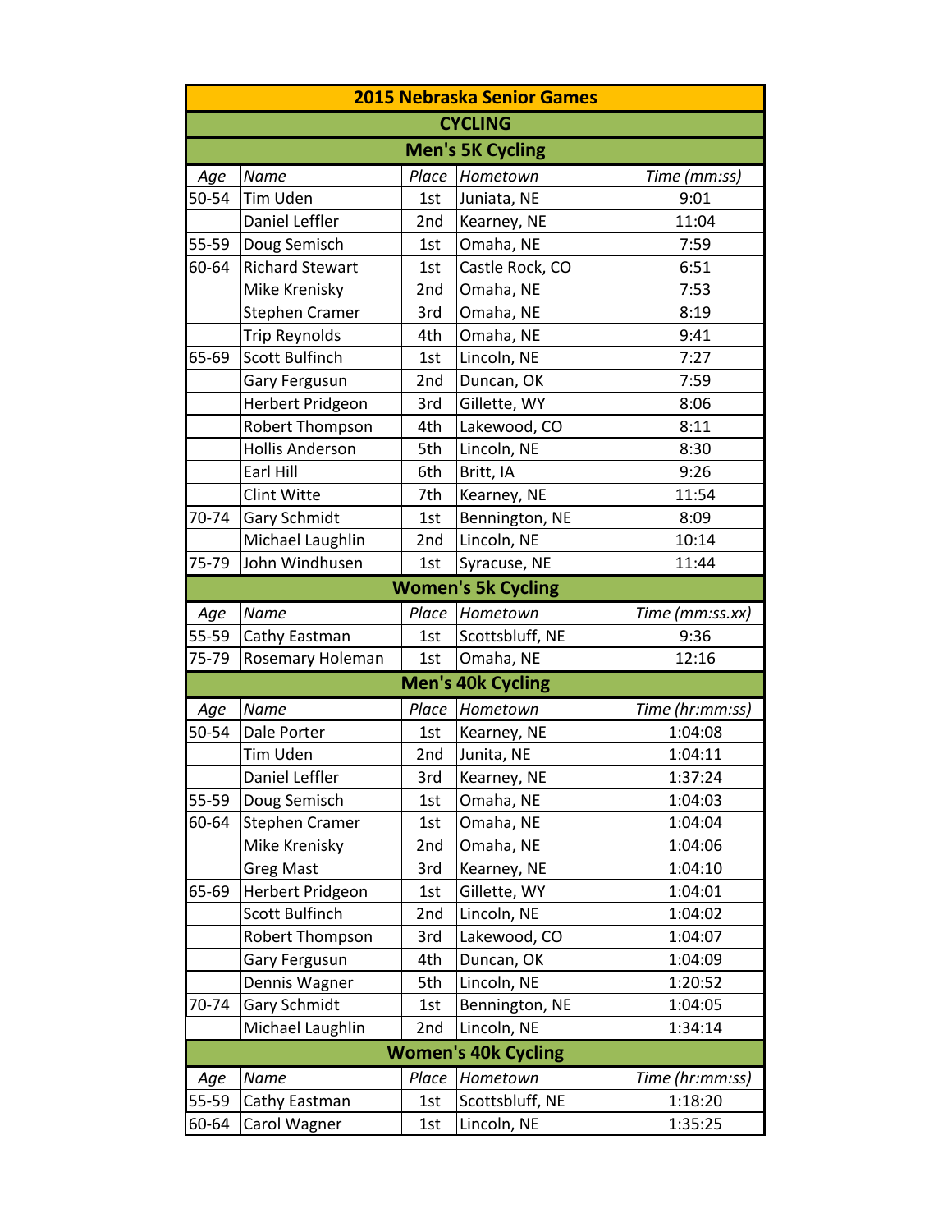# 2015 Nebraska Senior Games

## CYCLING

### Men's 5K Cycling

| Age | Name | Place | Hometown | Time (mm:ss) |
|---|---|---|---|---|
| 50-54 | Tim Uden | 1st | Juniata, NE | 9:01 |
| | Daniel Leffler | 2nd | Kearney, NE | 11:04 |
| 55-59 | Doug Semisch | 1st | Omaha, NE | 7:59 |
| 60-64 | Richard Stewart | 1st | Castle Rock, CO | 6:51 |
| | Mike Krenisky | 2nd | Omaha, NE | 7:53 |
| | Stephen Cramer | 3rd | Omaha, NE | 8:19 |
| | Trip Reynolds | 4th | Omaha, NE | 9:41 |
| 65-69 | Scott Bulfinch | 1st | Lincoln, NE | 7:27 |
| | Gary Fergusun | 2nd | Duncan, OK | 7:59 |
| | Herbert Pridgeon | 3rd | Gillette, WY | 8:06 |
| | Robert Thompson | 4th | Lakewood, CO | 8:11 |
| | Hollis Anderson | 5th | Lincoln, NE | 8:30 |
| | Earl Hill | 6th | Britt, IA | 9:26 |
| | Clint Witte | 7th | Kearney, NE | 11:54 |
| 70-74 | Gary Schmidt | 1st | Bennington, NE | 8:09 |
| | Michael Laughlin | 2nd | Lincoln, NE | 10:14 |
| 75-79 | John Windhusen | 1st | Syracuse, NE | 11:44 |

### Women's 5k Cycling

| Age | Name | Place | Hometown | Time (mm:ss.xx) |
|---|---|---|---|---|
| 55-59 | Cathy Eastman | 1st | Scottsbluff, NE | 9:36 |
| 75-79 | Rosemary Holeman | 1st | Omaha, NE | 12:16 |

### Men's 40k Cycling

| Age | Name | Place | Hometown | Time (hr:mm:ss) |
|---|---|---|---|---|
| 50-54 | Dale Porter | 1st | Kearney, NE | 1:04:08 |
| | Tim Uden | 2nd | Junita, NE | 1:04:11 |
| | Daniel Leffler | 3rd | Kearney, NE | 1:37:24 |
| 55-59 | Doug Semisch | 1st | Omaha, NE | 1:04:03 |
| 60-64 | Stephen Cramer | 1st | Omaha, NE | 1:04:04 |
| | Mike Krenisky | 2nd | Omaha, NE | 1:04:06 |
| | Greg Mast | 3rd | Kearney, NE | 1:04:10 |
| 65-69 | Herbert Pridgeon | 1st | Gillette, WY | 1:04:01 |
| | Scott Bulfinch | 2nd | Lincoln, NE | 1:04:02 |
| | Robert Thompson | 3rd | Lakewood, CO | 1:04:07 |
| | Gary Fergusun | 4th | Duncan, OK | 1:04:09 |
| | Dennis Wagner | 5th | Lincoln, NE | 1:20:52 |
| 70-74 | Gary Schmidt | 1st | Bennington, NE | 1:04:05 |
| | Michael Laughlin | 2nd | Lincoln, NE | 1:34:14 |

### Women's 40k Cycling

| Age | Name | Place | Hometown | Time (hr:mm:ss) |
|---|---|---|---|---|
| 55-59 | Cathy Eastman | 1st | Scottsbluff, NE | 1:18:20 |
| 60-64 | Carol Wagner | 1st | Lincoln, NE | 1:35:25 |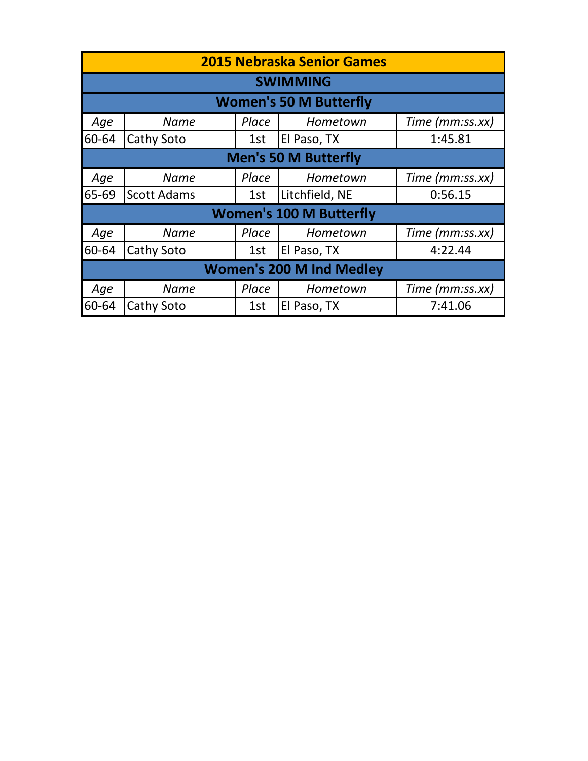# 2015 Nebraska Senior Games

## SWIMMING

### Women's 50 M Butterfly

| *Age* | *Name* | *Place* | *Hometown* | *Time (mm:ss.xx)* |
|---|---|---|---|---|
| 60-64 | Cathy Soto | 1st | El Paso, TX | 1:45.81 |

### Men's 50 M Butterfly

| *Age* | *Name* | *Place* | *Hometown* | *Time (mm:ss.xx)* |
|---|---|---|---|---|
| 65-69 | Scott Adams | 1st | Litchfield, NE | 0:56.15 |

### Women's 100 M Butterfly

| *Age* | *Name* | *Place* | *Hometown* | *Time (mm:ss.xx)* |
|---|---|---|---|---|
| 60-64 | Cathy Soto | 1st | El Paso, TX | 4:22.44 |

### Women's 200 M Ind Medley

| *Age* | *Name* | *Place* | *Hometown* | *Time (mm:ss.xx)* |
|---|---|---|---|---|
| 60-64 | Cathy Soto | 1st | El Paso, TX | 7:41.06 |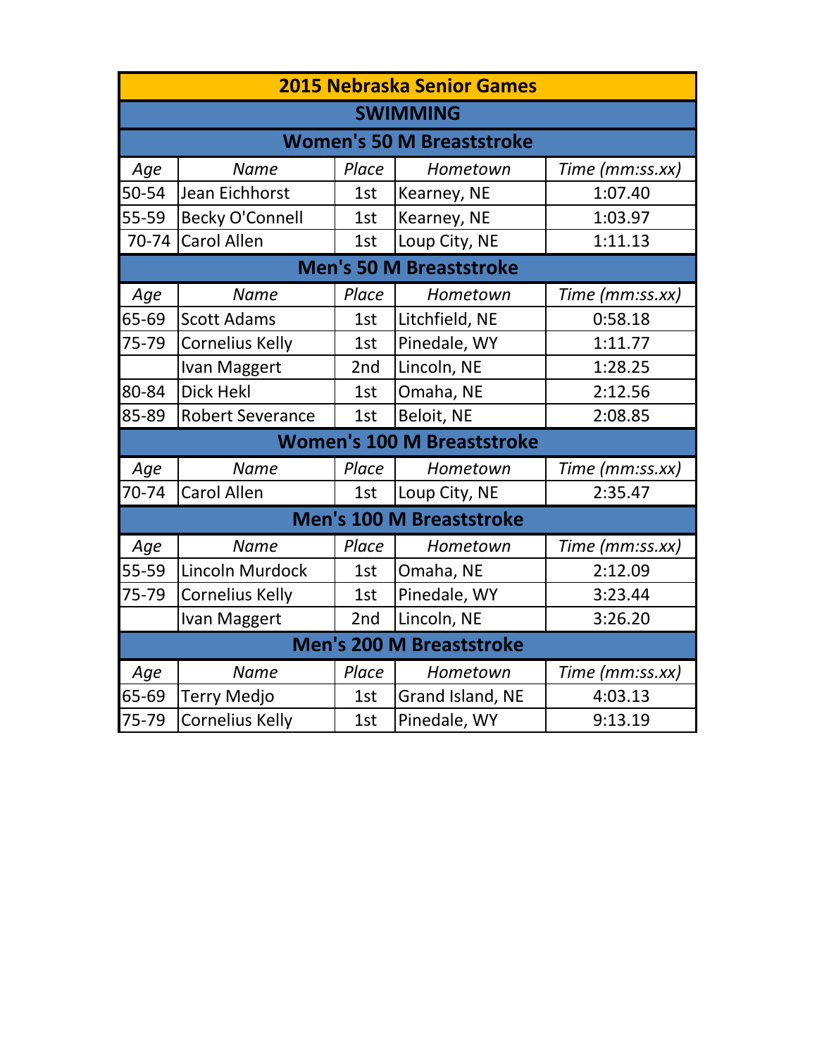# 2015 Nebraska Senior Games

## SWIMMING

### Women's 50 M Breaststroke

| Age | Name | Place | Hometown | Time (mm:ss.xx) |
|---|---|---|---|---|
| 50-54 | Jean Eichhorst | 1st | Kearney, NE | 1:07.40 |
| 55-59 | Becky O'Connell | 1st | Kearney, NE | 1:03.97 |
| 70-74 | Carol Allen | 1st | Loup City, NE | 1:11.13 |

### Men's 50 M Breaststroke

| Age | Name | Place | Hometown | Time (mm:ss.xx) |
|---|---|---|---|---|
| 65-69 | Scott Adams | 1st | Litchfield, NE | 0:58.18 |
| 75-79 | Cornelius Kelly | 1st | Pinedale, WY | 1:11.77 |
| | Ivan Maggert | 2nd | Lincoln, NE | 1:28.25 |
| 80-84 | Dick Hekl | 1st | Omaha, NE | 2:12.56 |
| 85-89 | Robert Severance | 1st | Beloit, NE | 2:08.85 |

### Women's 100 M Breaststroke

| Age | Name | Place | Hometown | Time (mm:ss.xx) |
|---|---|---|---|---|
| 70-74 | Carol Allen | 1st | Loup City, NE | 2:35.47 |

### Men's 100 M Breaststroke

| Age | Name | Place | Hometown | Time (mm:ss.xx) |
|---|---|---|---|---|
| 55-59 | Lincoln Murdock | 1st | Omaha, NE | 2:12.09 |
| 75-79 | Cornelius Kelly | 1st | Pinedale, WY | 3:23.44 |
| | Ivan Maggert | 2nd | Lincoln, NE | 3:26.20 |

### Men's 200 M Breaststroke

| Age | Name | Place | Hometown | Time (mm:ss.xx) |
|---|---|---|---|---|
| 65-69 | Terry Medjo | 1st | Grand Island, NE | 4:03.13 |
| 75-79 | Cornelius Kelly | 1st | Pinedale, WY | 9:13.19 |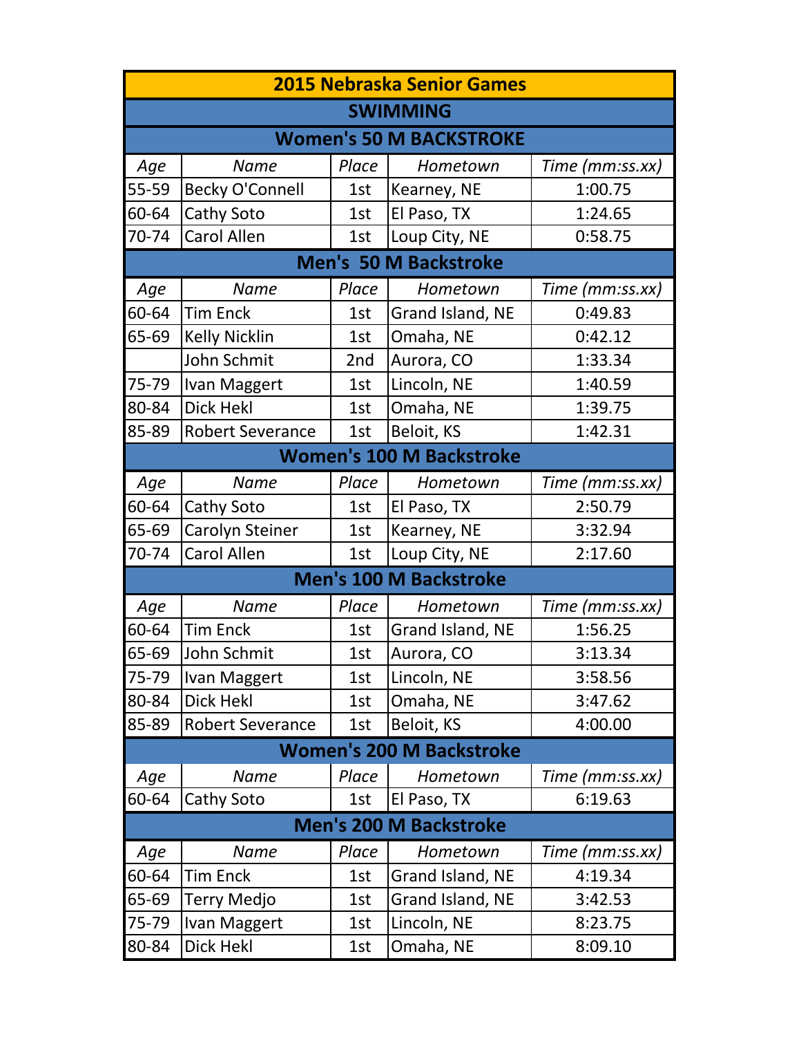# 2015 Nebraska Senior Games

## SWIMMING

### Women's 50 M BACKSTROKE

| Age | Name | Place | Hometown | Time (mm:ss.xx) |
|---|---|---|---|---|
| 55-59 | Becky O'Connell | 1st | Kearney, NE | 1:00.75 |
| 60-64 | Cathy Soto | 1st | El Paso, TX | 1:24.65 |
| 70-74 | Carol Allen | 1st | Loup City, NE | 0:58.75 |

### Men's 50 M Backstroke

| Age | Name | Place | Hometown | Time (mm:ss.xx) |
|---|---|---|---|---|
| 60-64 | Tim Enck | 1st | Grand Island, NE | 0:49.83 |
| 65-69 | Kelly Nicklin | 1st | Omaha, NE | 0:42.12 |
| | John Schmit | 2nd | Aurora, CO | 1:33.34 |
| 75-79 | Ivan Maggert | 1st | Lincoln, NE | 1:40.59 |
| 80-84 | Dick Hekl | 1st | Omaha, NE | 1:39.75 |
| 85-89 | Robert Severance | 1st | Beloit, KS | 1:42.31 |

### Women's 100 M Backstroke

| Age | Name | Place | Hometown | Time (mm:ss.xx) |
|---|---|---|---|---|
| 60-64 | Cathy Soto | 1st | El Paso, TX | 2:50.79 |
| 65-69 | Carolyn Steiner | 1st | Kearney, NE | 3:32.94 |
| 70-74 | Carol Allen | 1st | Loup City, NE | 2:17.60 |

### Men's 100 M Backstroke

| Age | Name | Place | Hometown | Time (mm:ss.xx) |
|---|---|---|---|---|
| 60-64 | Tim Enck | 1st | Grand Island, NE | 1:56.25 |
| 65-69 | John Schmit | 1st | Aurora, CO | 3:13.34 |
| 75-79 | Ivan Maggert | 1st | Lincoln, NE | 3:58.56 |
| 80-84 | Dick Hekl | 1st | Omaha, NE | 3:47.62 |
| 85-89 | Robert Severance | 1st | Beloit, KS | 4:00.00 |

### Women's 200 M Backstroke

| Age | Name | Place | Hometown | Time (mm:ss.xx) |
|---|---|---|---|---|
| 60-64 | Cathy Soto | 1st | El Paso, TX | 6:19.63 |

### Men's 200 M Backstroke

| Age | Name | Place | Hometown | Time (mm:ss.xx) |
|---|---|---|---|---|
| 60-64 | Tim Enck | 1st | Grand Island, NE | 4:19.34 |
| 65-69 | Terry Medjo | 1st | Grand Island, NE | 3:42.53 |
| 75-79 | Ivan Maggert | 1st | Lincoln, NE | 8:23.75 |
| 80-84 | Dick Hekl | 1st | Omaha, NE | 8:09.10 |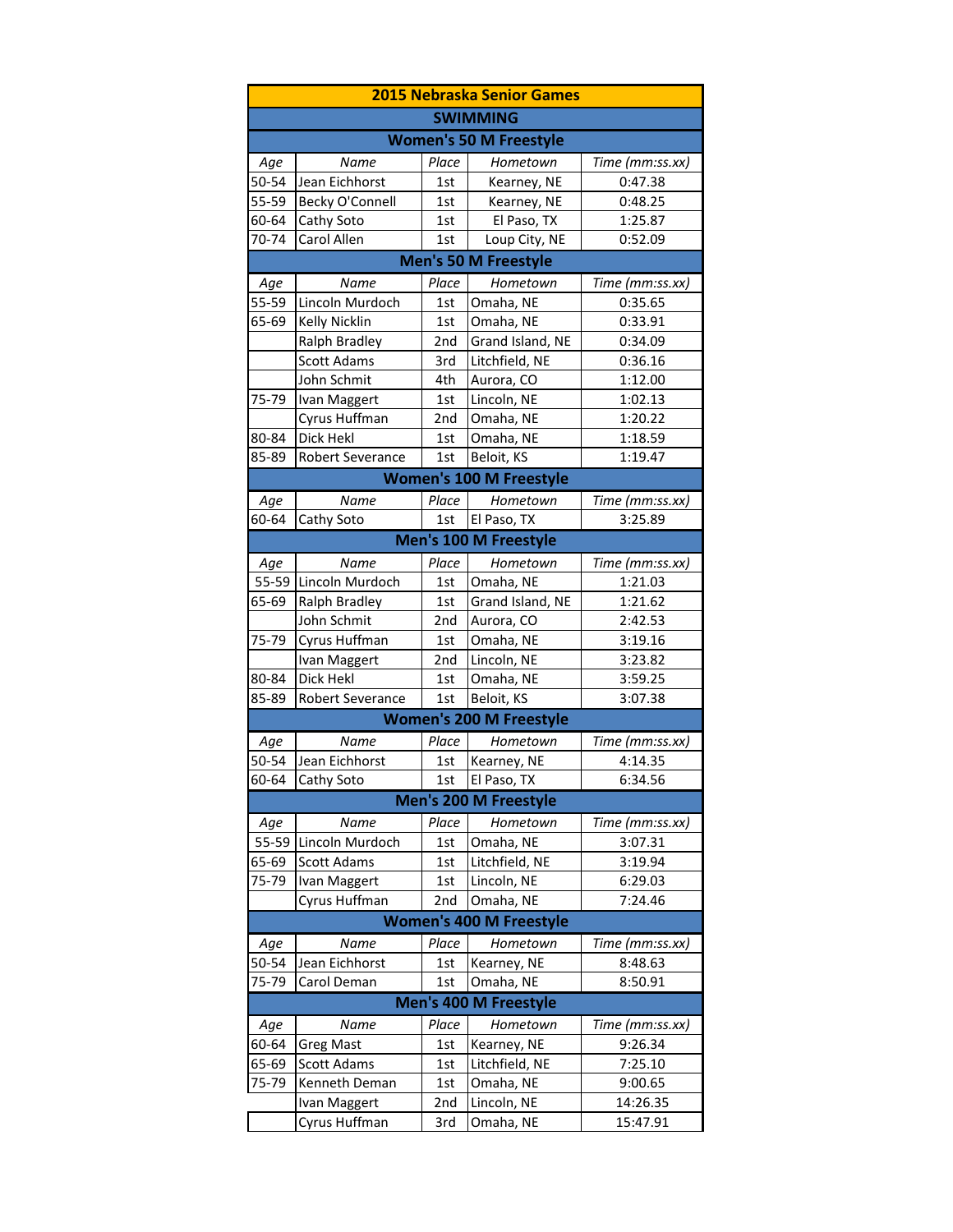# 2015 Nebraska Senior Games

## SWIMMING

### Women's 50 M Freestyle

| Age | Name | Place | Hometown | Time (mm:ss.xx) |
|---|---|---|---|---|
| 50-54 | Jean Eichhorst | 1st | Kearney, NE | 0:47.38 |
| 55-59 | Becky O'Connell | 1st | Kearney, NE | 0:48.25 |
| 60-64 | Cathy Soto | 1st | El Paso, TX | 1:25.87 |
| 70-74 | Carol Allen | 1st | Loup City, NE | 0:52.09 |

### Men's 50 M Freestyle

| Age | Name | Place | Hometown | Time (mm:ss.xx) |
|---|---|---|---|---|
| 55-59 | Lincoln Murdoch | 1st | Omaha, NE | 0:35.65 |
| 65-69 | Kelly Nicklin | 1st | Omaha, NE | 0:33.91 |
| | Ralph Bradley | 2nd | Grand Island, NE | 0:34.09 |
| | Scott Adams | 3rd | Litchfield, NE | 0:36.16 |
| | John Schmit | 4th | Aurora, CO | 1:12.00 |
| 75-79 | Ivan Maggert | 1st | Lincoln, NE | 1:02.13 |
| | Cyrus Huffman | 2nd | Omaha, NE | 1:20.22 |
| 80-84 | Dick Hekl | 1st | Omaha, NE | 1:18.59 |
| 85-89 | Robert Severance | 1st | Beloit, KS | 1:19.47 |

### Women's 100 M Freestyle

| Age | Name | Place | Hometown | Time (mm:ss.xx) |
|---|---|---|---|---|
| 60-64 | Cathy Soto | 1st | El Paso, TX | 3:25.89 |

### Men's 100 M Freestyle

| Age | Name | Place | Hometown | Time (mm:ss.xx) |
|---|---|---|---|---|
| 55-59 | Lincoln Murdoch | 1st | Omaha, NE | 1:21.03 |
| 65-69 | Ralph Bradley | 1st | Grand Island, NE | 1:21.62 |
| | John Schmit | 2nd | Aurora, CO | 2:42.53 |
| 75-79 | Cyrus Huffman | 1st | Omaha, NE | 3:19.16 |
| | Ivan Maggert | 2nd | Lincoln, NE | 3:23.82 |
| 80-84 | Dick Hekl | 1st | Omaha, NE | 3:59.25 |
| 85-89 | Robert Severance | 1st | Beloit, KS | 3:07.38 |

### Women's 200 M Freestyle

| Age | Name | Place | Hometown | Time (mm:ss.xx) |
|---|---|---|---|---|
| 50-54 | Jean Eichhorst | 1st | Kearney, NE | 4:14.35 |
| 60-64 | Cathy Soto | 1st | El Paso, TX | 6:34.56 |

### Men's 200 M Freestyle

| Age | Name | Place | Hometown | Time (mm:ss.xx) |
|---|---|---|---|---|
| 55-59 | Lincoln Murdoch | 1st | Omaha, NE | 3:07.31 |
| 65-69 | Scott Adams | 1st | Litchfield, NE | 3:19.94 |
| 75-79 | Ivan Maggert | 1st | Lincoln, NE | 6:29.03 |
| | Cyrus Huffman | 2nd | Omaha, NE | 7:24.46 |

### Women's 400 M Freestyle

| Age | Name | Place | Hometown | Time (mm:ss.xx) |
|---|---|---|---|---|
| 50-54 | Jean Eichhorst | 1st | Kearney, NE | 8:48.63 |
| 75-79 | Carol Deman | 1st | Omaha, NE | 8:50.91 |

### Men's 400 M Freestyle

| Age | Name | Place | Hometown | Time (mm:ss.xx) |
|---|---|---|---|---|
| 60-64 | Greg Mast | 1st | Kearney, NE | 9:26.34 |
| 65-69 | Scott Adams | 1st | Litchfield, NE | 7:25.10 |
| 75-79 | Kenneth Deman | 1st | Omaha, NE | 9:00.65 |
| | Ivan Maggert | 2nd | Lincoln, NE | 14:26.35 |
| | Cyrus Huffman | 3rd | Omaha, NE | 15:47.91 |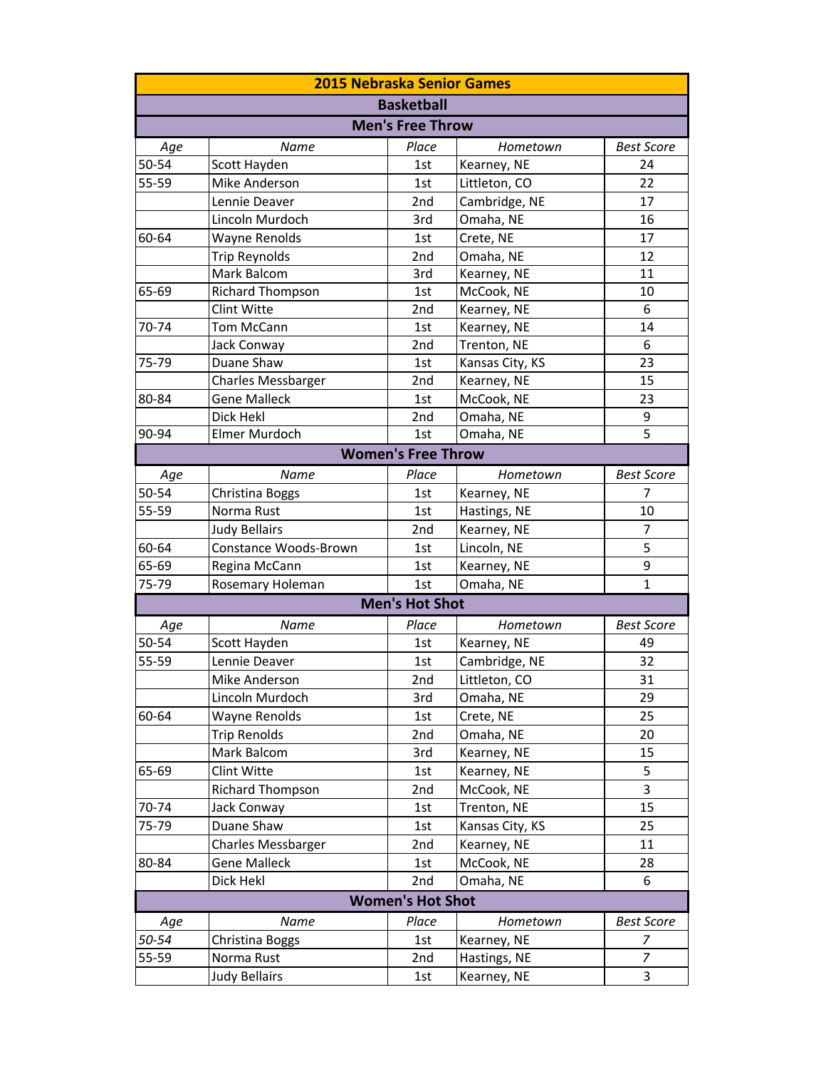## 2015 Nebraska Senior Games

### Basketball

#### Men's Free Throw

| *Age* | *Name* | *Place* | *Hometown* | *Best Score* |
|---|---|---|---|---|
| 50-54 | Scott Hayden | 1st | Kearney, NE | 24 |
| 55-59 | Mike Anderson | 1st | Littleton, CO | 22 |
| | Lennie Deaver | 2nd | Cambridge, NE | 17 |
| | Lincoln Murdoch | 3rd | Omaha, NE | 16 |
| 60-64 | Wayne Renolds | 1st | Crete, NE | 17 |
| | Trip Reynolds | 2nd | Omaha, NE | 12 |
| | Mark Balcom | 3rd | Kearney, NE | 11 |
| 65-69 | Richard Thompson | 1st | McCook, NE | 10 |
| | Clint Witte | 2nd | Kearney, NE | 6 |
| 70-74 | Tom McCann | 1st | Kearney, NE | 14 |
| | Jack Conway | 2nd | Trenton, NE | 6 |
| 75-79 | Duane Shaw | 1st | Kansas City, KS | 23 |
| | Charles Messbarger | 2nd | Kearney, NE | 15 |
| 80-84 | Gene Malleck | 1st | McCook, NE | 23 |
| | Dick Hekl | 2nd | Omaha, NE | 9 |
| 90-94 | Elmer Murdoch | 1st | Omaha, NE | 5 |

#### Women's Free Throw

| *Age* | *Name* | *Place* | *Hometown* | *Best Score* |
|---|---|---|---|---|
| 50-54 | Christina Boggs | 1st | Kearney, NE | 7 |
| 55-59 | Norma Rust | 1st | Hastings, NE | 10 |
| | Judy Bellairs | 2nd | Kearney, NE | 7 |
| 60-64 | Constance Woods-Brown | 1st | Lincoln, NE | 5 |
| 65-69 | Regina McCann | 1st | Kearney, NE | 9 |
| 75-79 | Rosemary Holeman | 1st | Omaha, NE | 1 |

#### Men's Hot Shot

| *Age* | *Name* | *Place* | *Hometown* | *Best Score* |
|---|---|---|---|---|
| 50-54 | Scott Hayden | 1st | Kearney, NE | 49 |
| 55-59 | Lennie Deaver | 1st | Cambridge, NE | 32 |
| | Mike Anderson | 2nd | Littleton, CO | 31 |
| | Lincoln Murdoch | 3rd | Omaha, NE | 29 |
| 60-64 | Wayne Renolds | 1st | Crete, NE | 25 |
| | Trip Renolds | 2nd | Omaha, NE | 20 |
| | Mark Balcom | 3rd | Kearney, NE | 15 |
| 65-69 | Clint Witte | 1st | Kearney, NE | 5 |
| | Richard Thompson | 2nd | McCook, NE | 3 |
| 70-74 | Jack Conway | 1st | Trenton, NE | 15 |
| 75-79 | Duane Shaw | 1st | Kansas City, KS | 25 |
| | Charles Messbarger | 2nd | Kearney, NE | 11 |
| 80-84 | Gene Malleck | 1st | McCook, NE | 28 |
| | Dick Hekl | 2nd | Omaha, NE | 6 |

#### Women's Hot Shot

| *Age* | *Name* | *Place* | *Hometown* | *Best Score* |
|---|---|---|---|---|
| *50-54* | Christina Boggs | 1st | Kearney, NE | *7* |
| 55-59 | Norma Rust | 2nd | Hastings, NE | *7* |
| | Judy Bellairs | 1st | Kearney, NE | 3 |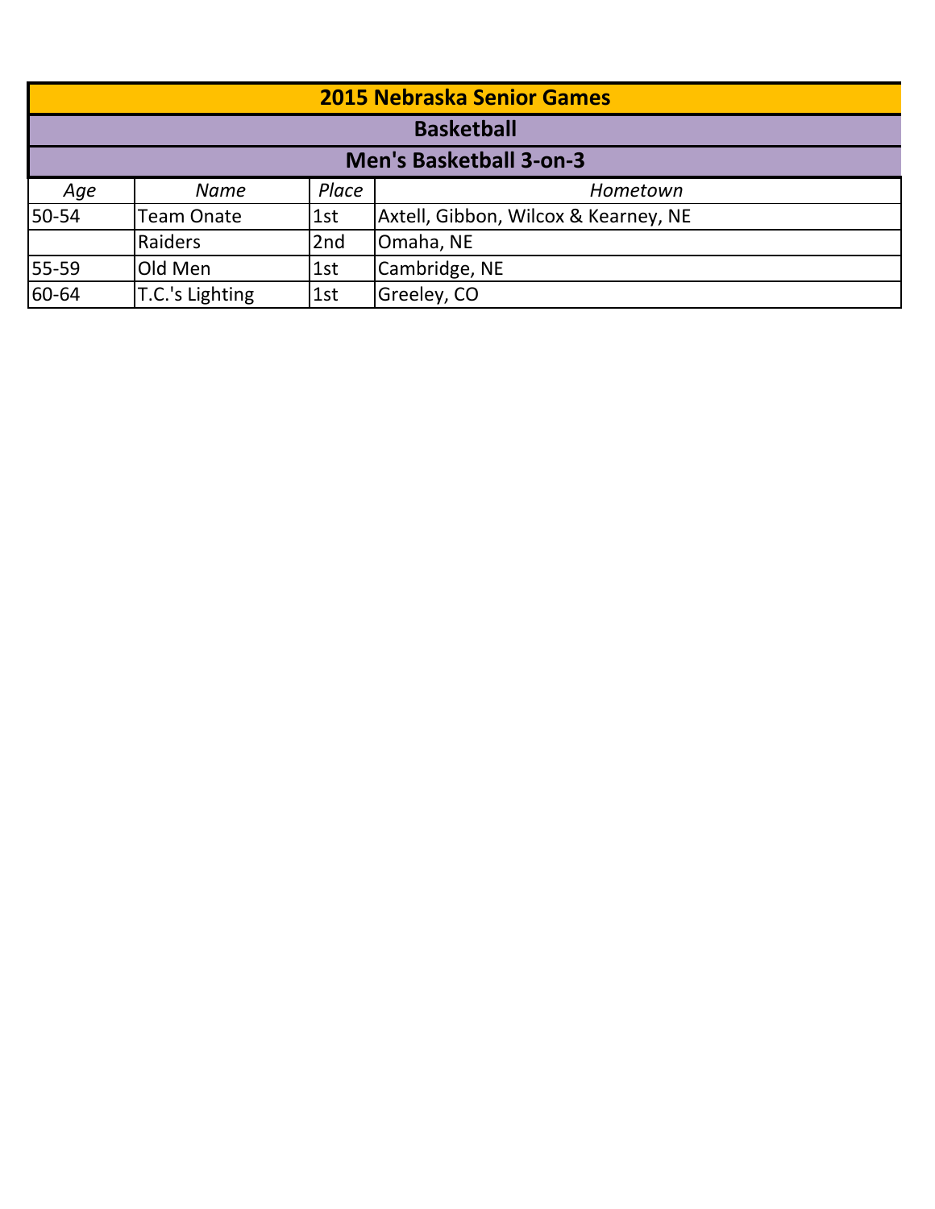# 2015 Nebraska Senior Games

## Basketball

### Men's Basketball 3-on-3

| *Age* | *Name* | *Place* | *Hometown* |
|---|---|---|---|
| 50-54 | Team Onate | 1st | Axtell, Gibbon, Wilcox & Kearney, NE |
| | Raiders | 2nd | Omaha, NE |
| 55-59 | Old Men | 1st | Cambridge, NE |
| 60-64 | T.C.'s Lighting | 1st | Greeley, CO |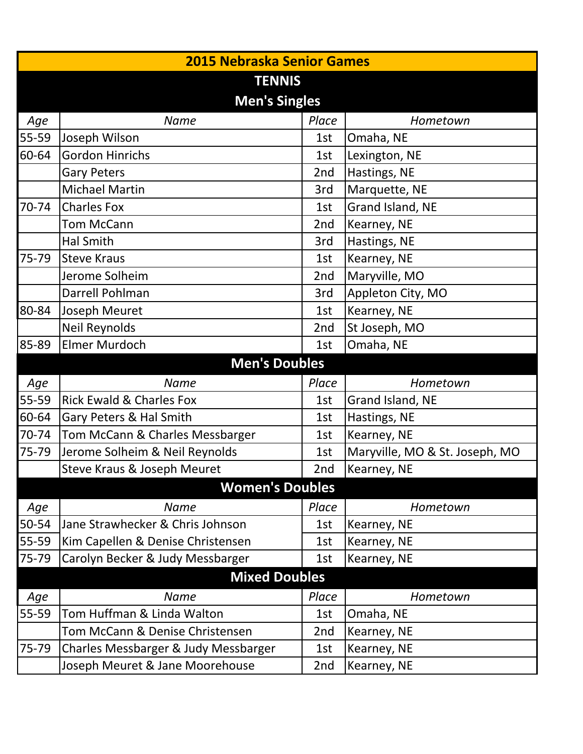# 2015 Nebraska Senior Games

## TENNIS

### Men's Singles

| Age | Name | Place | Hometown |
|---|---|---|---|
| 55-59 | Joseph Wilson | 1st | Omaha, NE |
| 60-64 | Gordon Hinrichs | 1st | Lexington, NE |
| | Gary Peters | 2nd | Hastings, NE |
| | Michael Martin | 3rd | Marquette, NE |
| 70-74 | Charles Fox | 1st | Grand Island, NE |
| | Tom McCann | 2nd | Kearney, NE |
| | Hal Smith | 3rd | Hastings, NE |
| 75-79 | Steve Kraus | 1st | Kearney, NE |
| | Jerome Solheim | 2nd | Maryville, MO |
| | Darrell Pohlman | 3rd | Appleton City, MO |
| 80-84 | Joseph Meuret | 1st | Kearney, NE |
| | Neil Reynolds | 2nd | St Joseph, MO |
| 85-89 | Elmer Murdoch | 1st | Omaha, NE |

### Men's Doubles

| Age | Name | Place | Hometown |
|---|---|---|---|
| 55-59 | Rick Ewald & Charles Fox | 1st | Grand Island, NE |
| 60-64 | Gary Peters & Hal Smith | 1st | Hastings, NE |
| 70-74 | Tom McCann & Charles Messbarger | 1st | Kearney, NE |
| 75-79 | Jerome Solheim & Neil Reynolds | 1st | Maryville, MO & St. Joseph, MO |
| | Steve Kraus & Joseph Meuret | 2nd | Kearney, NE |

### Women's Doubles

| Age | Name | Place | Hometown |
|---|---|---|---|
| 50-54 | Jane Strawhecker & Chris Johnson | 1st | Kearney, NE |
| 55-59 | Kim Capellen & Denise Christensen | 1st | Kearney, NE |
| 75-79 | Carolyn Becker & Judy Messbarger | 1st | Kearney, NE |

### Mixed Doubles

| Age | Name | Place | Hometown |
|---|---|---|---|
| 55-59 | Tom Huffman & Linda Walton | 1st | Omaha, NE |
| | Tom McCann & Denise Christensen | 2nd | Kearney, NE |
| 75-79 | Charles Messbarger & Judy Messbarger | 1st | Kearney, NE |
| | Joseph Meuret & Jane Moorehouse | 2nd | Kearney, NE |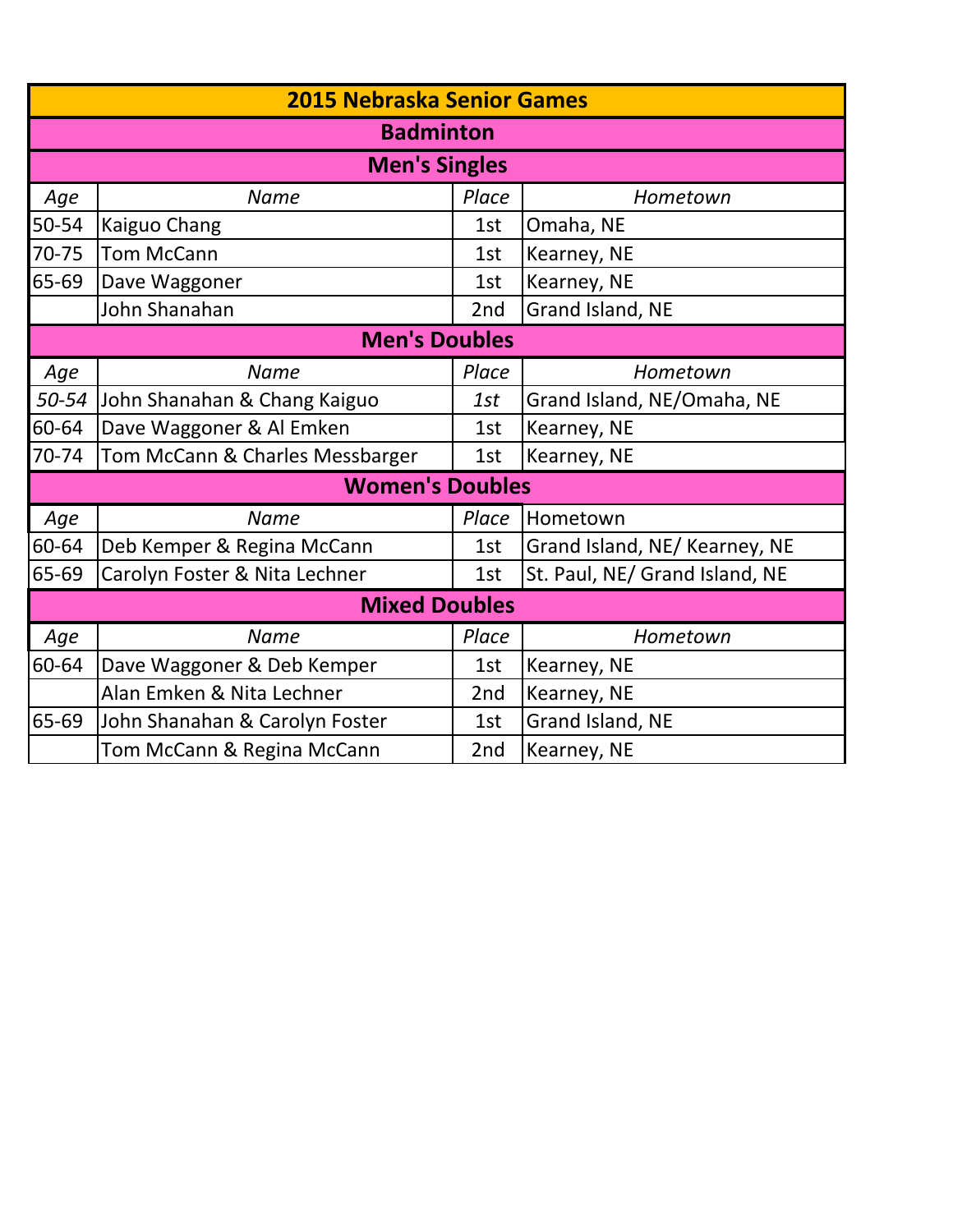# 2015 Nebraska Senior Games

## Badminton

### Men's Singles

| Age | Name | Place | Hometown |
|---|---|---|---|
| 50-54 | Kaiguo Chang | 1st | Omaha, NE |
| 70-75 | Tom McCann | 1st | Kearney, NE |
| 65-69 | Dave Waggoner | 1st | Kearney, NE |
| | John Shanahan | 2nd | Grand Island, NE |

### Men's Doubles

| Age | Name | Place | Hometown |
|---|---|---|---|
| *50-54* | John Shanahan & Chang Kaiguo | *1st* | Grand Island, NE/Omaha, NE |
| 60-64 | Dave Waggoner & Al Emken | 1st | Kearney, NE |
| 70-74 | Tom McCann & Charles Messbarger | 1st | Kearney, NE |

### Women's Doubles

| Age | Name | Place | Hometown |
|---|---|---|---|
| 60-64 | Deb Kemper & Regina McCann | 1st | Grand Island, NE/ Kearney, NE |
| 65-69 | Carolyn Foster & Nita Lechner | 1st | St. Paul, NE/ Grand Island, NE |

### Mixed Doubles

| Age | Name | Place | Hometown |
|---|---|---|---|
| 60-64 | Dave Waggoner & Deb Kemper | 1st | Kearney, NE |
| | Alan Emken & Nita Lechner | 2nd | Kearney, NE |
| 65-69 | John Shanahan & Carolyn Foster | 1st | Grand Island, NE |
| | Tom McCann & Regina McCann | 2nd | Kearney, NE |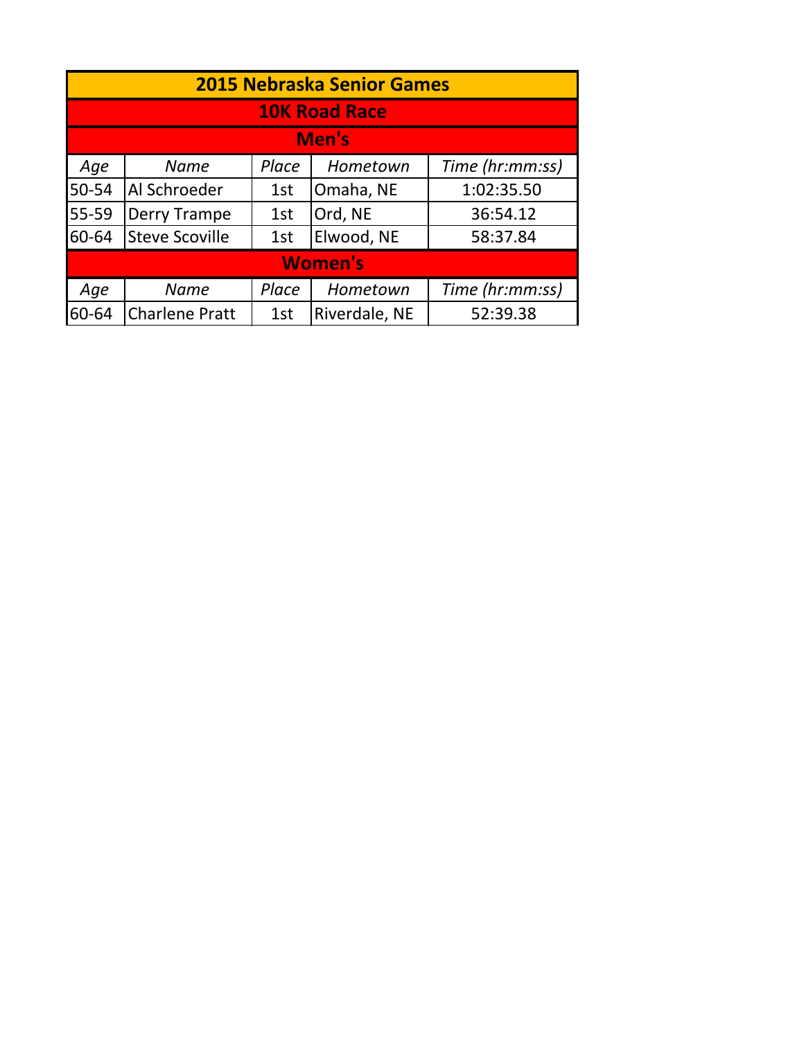# 2015 Nebraska Senior Games

## 10K Road Race

### Men's

| *Age* | *Name* | *Place* | *Hometown* | *Time (hr:mm:ss)* |
|---|---|---|---|---|
| 50-54 | Al Schroeder | 1st | Omaha, NE | 1:02:35.50 |
| 55-59 | Derry Trampe | 1st | Ord, NE | 36:54.12 |
| 60-64 | Steve Scoville | 1st | Elwood, NE | 58:37.84 |

### Women's

| *Age* | *Name* | *Place* | *Hometown* | *Time (hr:mm:ss)* |
|---|---|---|---|---|
| 60-64 | Charlene Pratt | 1st | Riverdale, NE | 52:39.38 |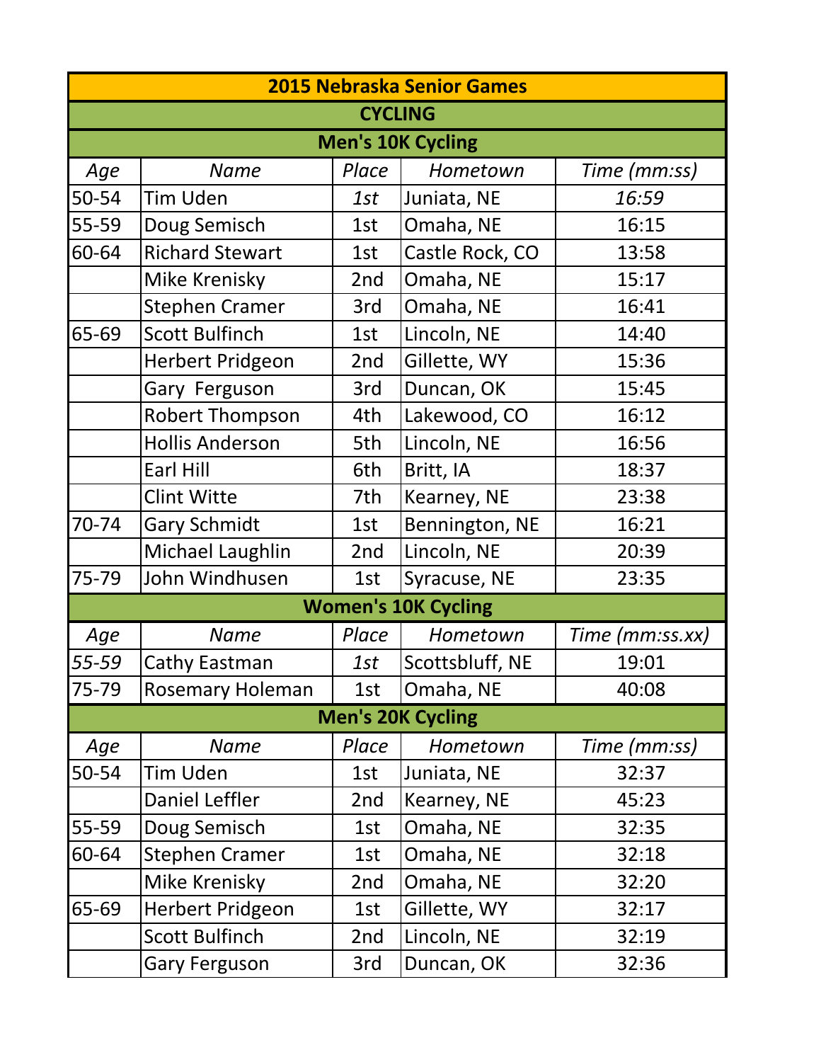# 2015 Nebraska Senior Games

## CYCLING

### Men's 10K Cycling

| *Age* | *Name* | *Place* | *Hometown* | *Time (mm:ss)* |
|---|---|---|---|---|
| 50-54 | Tim Uden | *1st* | Juniata, NE | *16:59* |
| 55-59 | Doug Semisch | 1st | Omaha, NE | 16:15 |
| 60-64 | Richard Stewart | 1st | Castle Rock, CO | 13:58 |
| | Mike Krenisky | 2nd | Omaha, NE | 15:17 |
| | Stephen Cramer | 3rd | Omaha, NE | 16:41 |
| 65-69 | Scott Bulfinch | 1st | Lincoln, NE | 14:40 |
| | Herbert Pridgeon | 2nd | Gillette, WY | 15:36 |
| | Gary Ferguson | 3rd | Duncan, OK | 15:45 |
| | Robert Thompson | 4th | Lakewood, CO | 16:12 |
| | Hollis Anderson | 5th | Lincoln, NE | 16:56 |
| | Earl Hill | 6th | Britt, IA | 18:37 |
| | Clint Witte | 7th | Kearney, NE | 23:38 |
| 70-74 | Gary Schmidt | 1st | Bennington, NE | 16:21 |
| | Michael Laughlin | 2nd | Lincoln, NE | 20:39 |
| 75-79 | John Windhusen | 1st | Syracuse, NE | 23:35 |

### Women's 10K Cycling

| *Age* | *Name* | *Place* | *Hometown* | *Time (mm:ss.xx)* |
|---|---|---|---|---|
| *55-59* | Cathy Eastman | *1st* | Scottsbluff, NE | 19:01 |
| 75-79 | Rosemary Holeman | 1st | Omaha, NE | 40:08 |

### Men's 20K Cycling

| *Age* | *Name* | *Place* | *Hometown* | *Time (mm:ss)* |
|---|---|---|---|---|
| 50-54 | Tim Uden | 1st | Juniata, NE | 32:37 |
| | Daniel Leffler | 2nd | Kearney, NE | 45:23 |
| 55-59 | Doug Semisch | 1st | Omaha, NE | 32:35 |
| 60-64 | Stephen Cramer | 1st | Omaha, NE | 32:18 |
| | Mike Krenisky | 2nd | Omaha, NE | 32:20 |
| 65-69 | Herbert Pridgeon | 1st | Gillette, WY | 32:17 |
| | Scott Bulfinch | 2nd | Lincoln, NE | 32:19 |
| | Gary Ferguson | 3rd | Duncan, OK | 32:36 |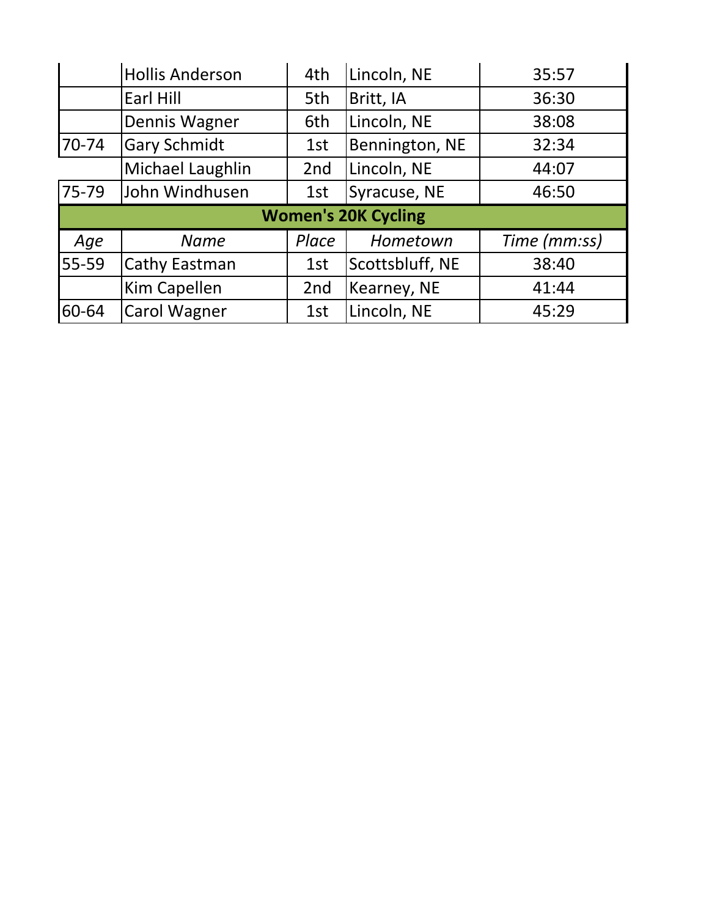| Age | Name | Place | Hometown | Time (mm:ss) |
|---|---|---|---|---|
| | Hollis Anderson | 4th | Lincoln, NE | 35:57 |
| | Earl Hill | 5th | Britt, IA | 36:30 |
| | Dennis Wagner | 6th | Lincoln, NE | 38:08 |
| 70-74 | Gary Schmidt | 1st | Bennington, NE | 32:34 |
| | Michael Laughlin | 2nd | Lincoln, NE | 44:07 |
| 75-79 | John Windhusen | 1st | Syracuse, NE | 46:50 |

**Women's 20K Cycling**

| *Age* | *Name* | *Place* | *Hometown* | *Time (mm:ss)* |
|---|---|---|---|---|
| 55-59 | Cathy Eastman | 1st | Scottsbluff, NE | 38:40 |
| | Kim Capellen | 2nd | Kearney, NE | 41:44 |
| 60-64 | Carol Wagner | 1st | Lincoln, NE | 45:29 |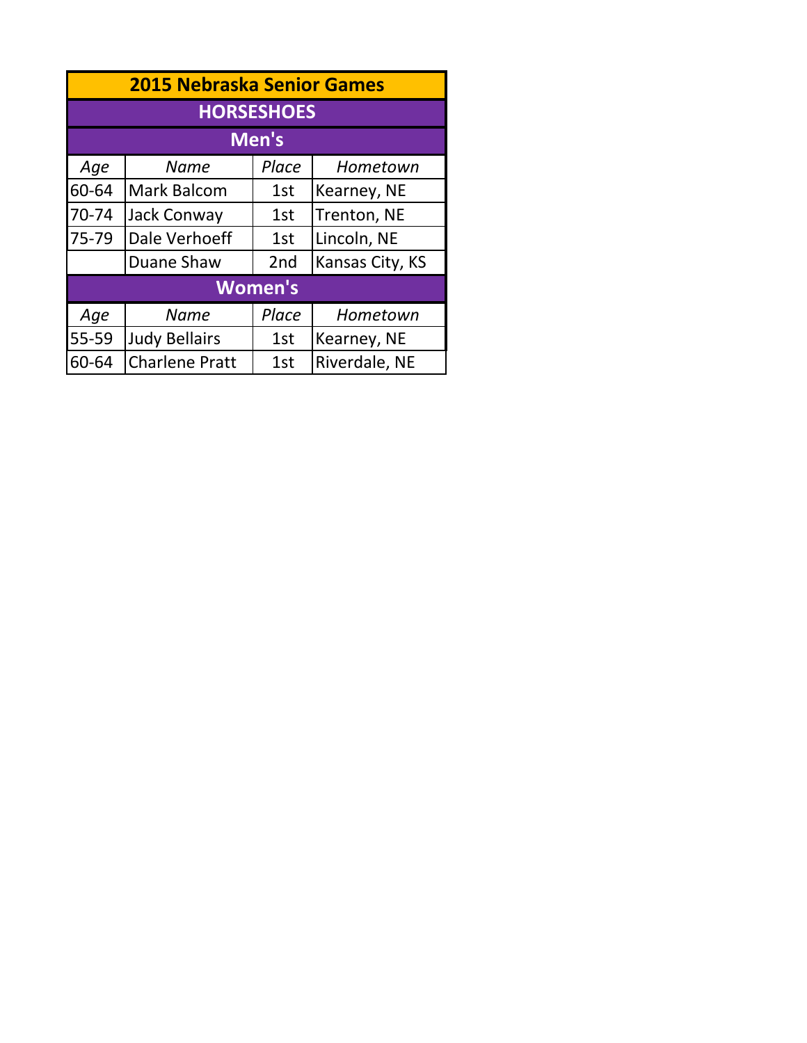# 2015 Nebraska Senior Games

## HORSESHOES

### Men's

| *Age* | *Name* | *Place* | *Hometown* |
|---|---|---|---|
| 60-64 | Mark Balcom | 1st | Kearney, NE |
| 70-74 | Jack Conway | 1st | Trenton, NE |
| 75-79 | Dale Verhoeff | 1st | Lincoln, NE |
| | Duane Shaw | 2nd | Kansas City, KS |

### Women's

| *Age* | *Name* | *Place* | *Hometown* |
|---|---|---|---|
| 55-59 | Judy Bellairs | 1st | Kearney, NE |
| 60-64 | Charlene Pratt | 1st | Riverdale, NE |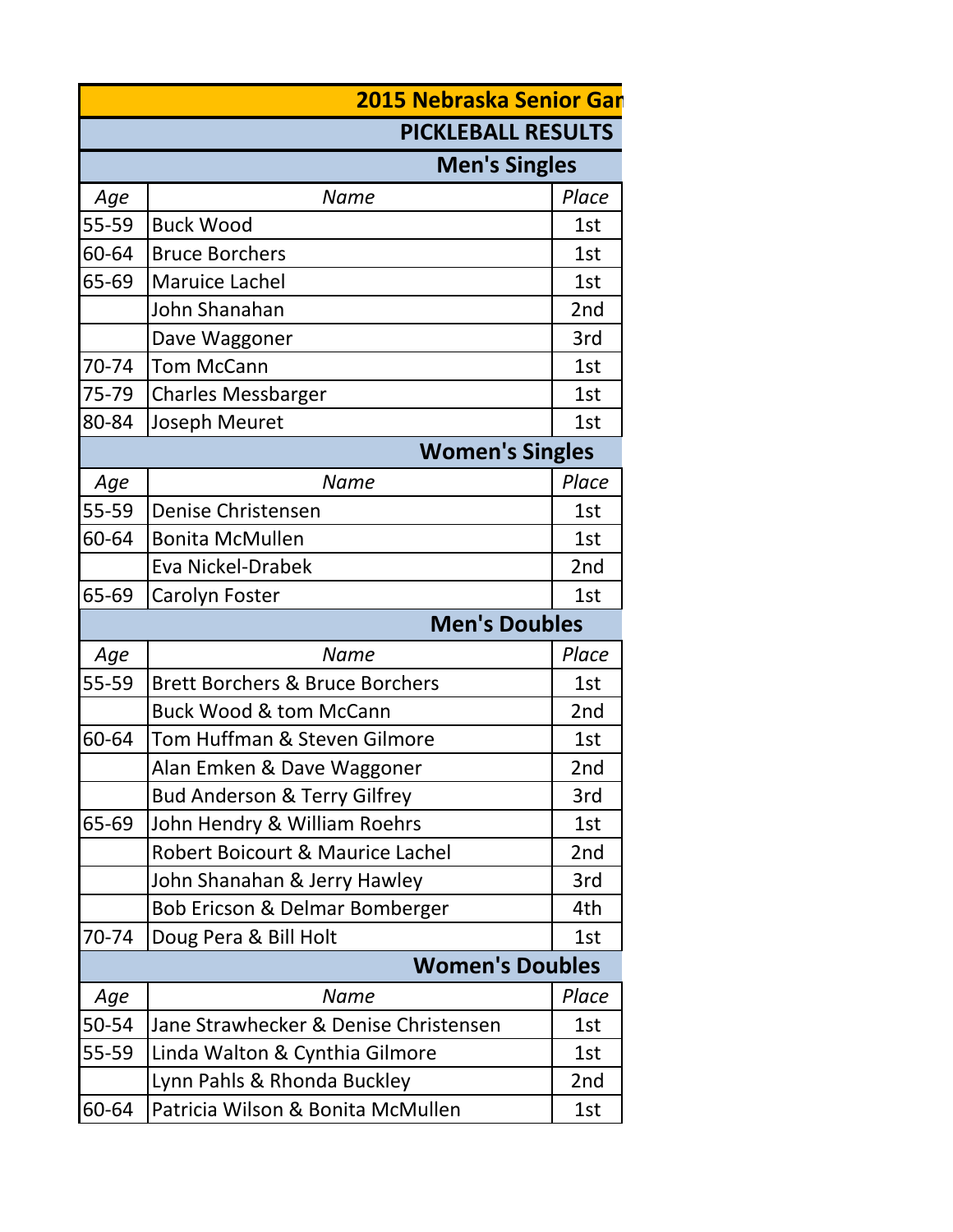# 2015 Nebraska Senior Gar

## PICKLEBALL RESULTS

### Men's Singles

| *Age* | *Name* | *Place* |
|---|---|---|
| 55-59 | Buck Wood | 1st |
| 60-64 | Bruce Borchers | 1st |
| 65-69 | Maruice Lachel | 1st |
| | John Shanahan | 2nd |
| | Dave Waggoner | 3rd |
| 70-74 | Tom McCann | 1st |
| 75-79 | Charles Messbarger | 1st |
| 80-84 | Joseph Meuret | 1st |

### Women's Singles

| *Age* | *Name* | *Place* |
|---|---|---|
| 55-59 | Denise Christensen | 1st |
| 60-64 | Bonita McMullen | 1st |
| | Eva Nickel-Drabek | 2nd |
| 65-69 | Carolyn Foster | 1st |

### Men's Doubles

| *Age* | *Name* | *Place* |
|---|---|---|
| 55-59 | Brett Borchers & Bruce Borchers | 1st |
| | Buck Wood & tom McCann | 2nd |
| 60-64 | Tom Huffman & Steven Gilmore | 1st |
| | Alan Emken & Dave Waggoner | 2nd |
| | Bud Anderson & Terry Gilfrey | 3rd |
| 65-69 | John Hendry & William Roehrs | 1st |
| | Robert Boicourt & Maurice Lachel | 2nd |
| | John Shanahan & Jerry Hawley | 3rd |
| | Bob Ericson & Delmar Bomberger | 4th |
| 70-74 | Doug Pera & Bill Holt | 1st |

### Women's Doubles

| *Age* | *Name* | *Place* |
|---|---|---|
| 50-54 | Jane Strawhecker & Denise Christensen | 1st |
| 55-59 | Linda Walton & Cynthia Gilmore | 1st |
| | Lynn Pahls & Rhonda Buckley | 2nd |
| 60-64 | Patricia Wilson & Bonita McMullen | 1st |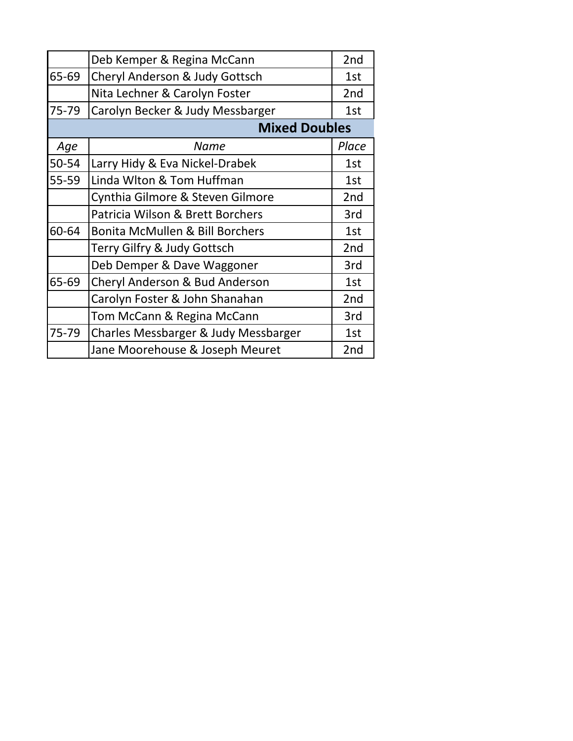| | | |
|---|---|---|
| | Deb Kemper & Regina McCann | 2nd |
| 65-69 | Cheryl Anderson & Judy Gottsch | 1st |
| | Nita Lechner & Carolyn Foster | 2nd |
| 75-79 | Carolyn Becker & Judy Messbarger | 1st |

**Mixed Doubles**

| *Age* | *Name* | *Place* |
|---|---|---|
| 50-54 | Larry Hidy & Eva Nickel-Drabek | 1st |
| 55-59 | Linda Wlton & Tom Huffman | 1st |
| | Cynthia Gilmore & Steven Gilmore | 2nd |
| | Patricia Wilson & Brett Borchers | 3rd |
| 60-64 | Bonita McMullen & Bill Borchers | 1st |
| | Terry Gilfry & Judy Gottsch | 2nd |
| | Deb Demper & Dave Waggoner | 3rd |
| 65-69 | Cheryl Anderson & Bud Anderson | 1st |
| | Carolyn Foster & John Shanahan | 2nd |
| | Tom McCann & Regina McCann | 3rd |
| 75-79 | Charles Messbarger & Judy Messbarger | 1st |
| | Jane Moorehouse & Joseph Meuret | 2nd |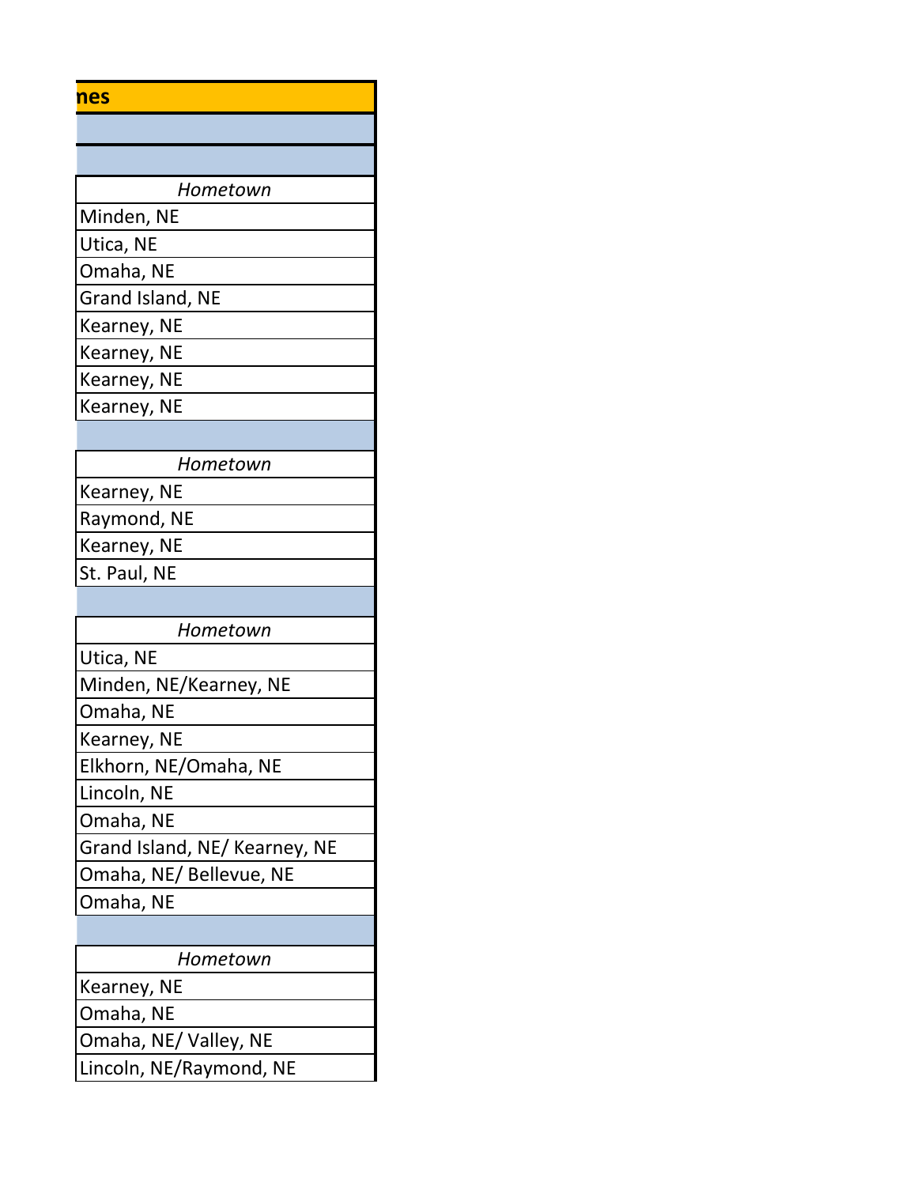**nes**

| Hometown |
|---|
| Minden, NE |
| Utica, NE |
| Omaha, NE |
| Grand Island, NE |
| Kearney, NE |
| Kearney, NE |
| Kearney, NE |
| Kearney, NE |

| Hometown |
|---|
| Kearney, NE |
| Raymond, NE |
| Kearney, NE |
| St. Paul, NE |

| Hometown |
|---|
| Utica, NE |
| Minden, NE/Kearney, NE |
| Omaha, NE |
| Kearney, NE |
| Elkhorn, NE/Omaha, NE |
| Lincoln, NE |
| Omaha, NE |
| Grand Island, NE/ Kearney, NE |
| Omaha, NE/ Bellevue, NE |
| Omaha, NE |

| Hometown |
|---|
| Kearney, NE |
| Omaha, NE |
| Omaha, NE/ Valley, NE |
| Lincoln, NE/Raymond, NE |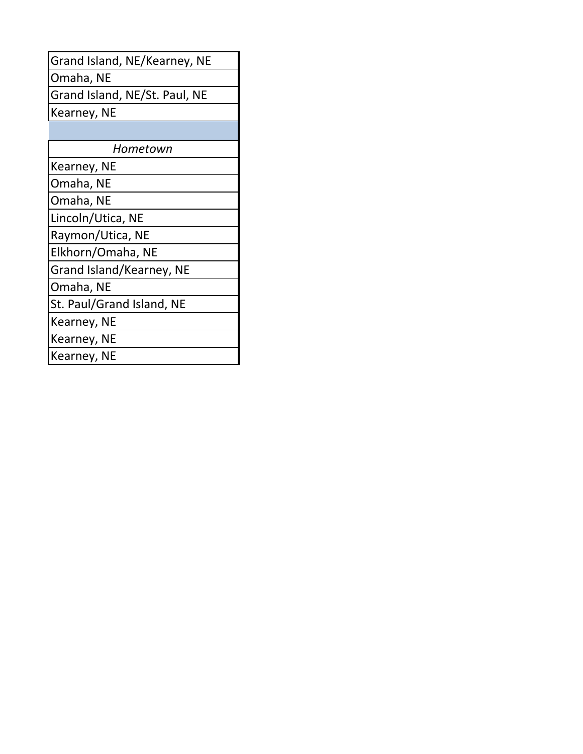| |
|---|
| Grand Island, NE/Kearney, NE |
| Omaha, NE |
| Grand Island, NE/St. Paul, NE |
| Kearney, NE |
| |
| *Hometown* |
| Kearney, NE |
| Omaha, NE |
| Omaha, NE |
| Lincoln/Utica, NE |
| Raymon/Utica, NE |
| Elkhorn/Omaha, NE |
| Grand Island/Kearney, NE |
| Omaha, NE |
| St. Paul/Grand Island, NE |
| Kearney, NE |
| Kearney, NE |
| Kearney, NE |